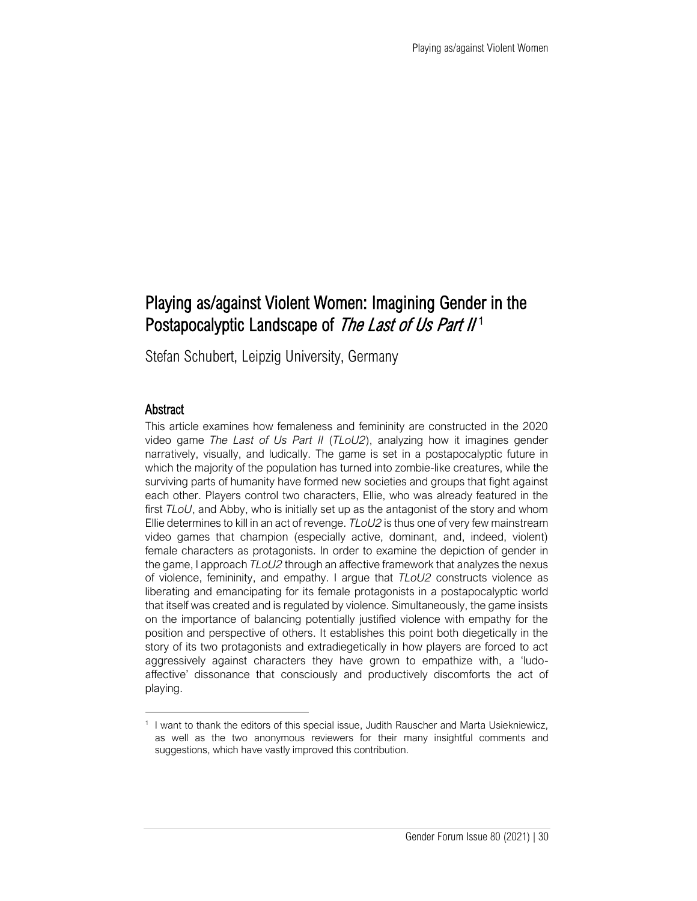# Playing as/against Violent Women: Imagining Gender in the Postapocalyptic Landscape of *The Last of Us Part II*[1]

Stefan Schubert, Leipzig University, Germany

## Abstract

This article examines how femaleness and femininity are constructed in the 2020 video game *The Last of Us Part II* (*TLoU2*), analyzing how it imagines gender narratively, visually, and ludically. The game is set in a postapocalyptic future in which the majority of the population has turned into zombie-like creatures, while the surviving parts of humanity have formed new societies and groups that fight against each other. Players control two characters, Ellie, who was already featured in the first *TLoU*, and Abby, who is initially set up as the antagonist of the story and whom Ellie determines to kill in an act of revenge. *TLoU2* is thus one of very few mainstream video games that champion (especially active, dominant, and, indeed, violent) female characters as protagonists. In order to examine the depiction of gender in the game, I approach *TLoU2* through an affective framework that analyzes the nexus of violence, femininity, and empathy. I argue that *TLoU2* constructs violence as liberating and emancipating for its female protagonists in a postapocalyptic world that itself was created and is regulated by violence. Simultaneously, the game insists on the importance of balancing potentially justified violence with empathy for the position and perspective of others. It establishes this point both diegetically in the story of its two protagonists and extradiegetically in how players are forced to act aggressively against characters they have grown to empathize with, a 'ludo-affective' dissonance that consciously and productively discomforts the act of playing.

[1] I want to thank the editors of this special issue, Judith Rauscher and Marta Usiekniewicz, as well as the two anonymous reviewers for their many insightful comments and suggestions, which have vastly improved this contribution.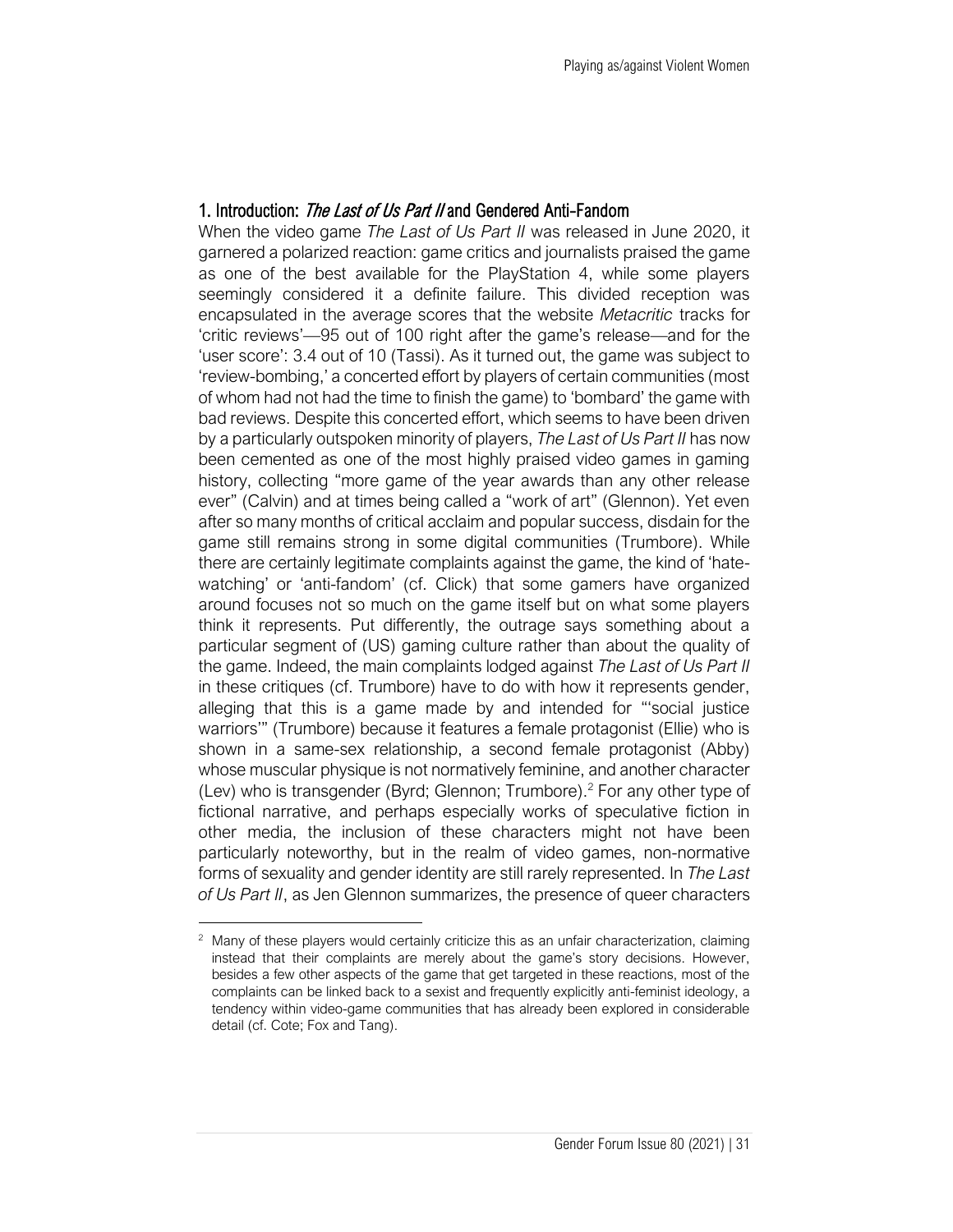## 1. Introduction: *The Last of Us Part II* and Gendered Anti-Fandom

When the video game *The Last of Us Part II* was released in June 2020, it garnered a polarized reaction: game critics and journalists praised the game as one of the best available for the PlayStation 4, while some players seemingly considered it a definite failure. This divided reception was encapsulated in the average scores that the website *Metacritic* tracks for 'critic reviews'—95 out of 100 right after the game's release—and for the 'user score': 3.4 out of 10 (Tassi). As it turned out, the game was subject to 'review-bombing,' a concerted effort by players of certain communities (most of whom had not had the time to finish the game) to 'bombard' the game with bad reviews. Despite this concerted effort, which seems to have been driven by a particularly outspoken minority of players, *The Last of Us Part II* has now been cemented as one of the most highly praised video games in gaming history, collecting "more game of the year awards than any other release ever" (Calvin) and at times being called a "work of art" (Glennon). Yet even after so many months of critical acclaim and popular success, disdain for the game still remains strong in some digital communities (Trumbore). While there are certainly legitimate complaints against the game, the kind of 'hate-watching' or 'anti-fandom' (cf. Click) that some gamers have organized around focuses not so much on the game itself but on what some players think it represents. Put differently, the outrage says something about a particular segment of (US) gaming culture rather than about the quality of the game. Indeed, the main complaints lodged against *The Last of Us Part II* in these critiques (cf. Trumbore) have to do with how it represents gender, alleging that this is a game made by and intended for "'social justice warriors'" (Trumbore) because it features a female protagonist (Ellie) who is shown in a same-sex relationship, a second female protagonist (Abby) whose muscular physique is not normatively feminine, and another character (Lev) who is transgender (Byrd; Glennon; Trumbore).[2] For any other type of fictional narrative, and perhaps especially works of speculative fiction in other media, the inclusion of these characters might not have been particularly noteworthy, but in the realm of video games, non-normative forms of sexuality and gender identity are still rarely represented. In *The Last of Us Part II*, as Jen Glennon summarizes, the presence of queer characters

[2] Many of these players would certainly criticize this as an unfair characterization, claiming instead that their complaints are merely about the game's story decisions. However, besides a few other aspects of the game that get targeted in these reactions, most of the complaints can be linked back to a sexist and frequently explicitly anti-feminist ideology, a tendency within video-game communities that has already been explored in considerable detail (cf. Cote; Fox and Tang).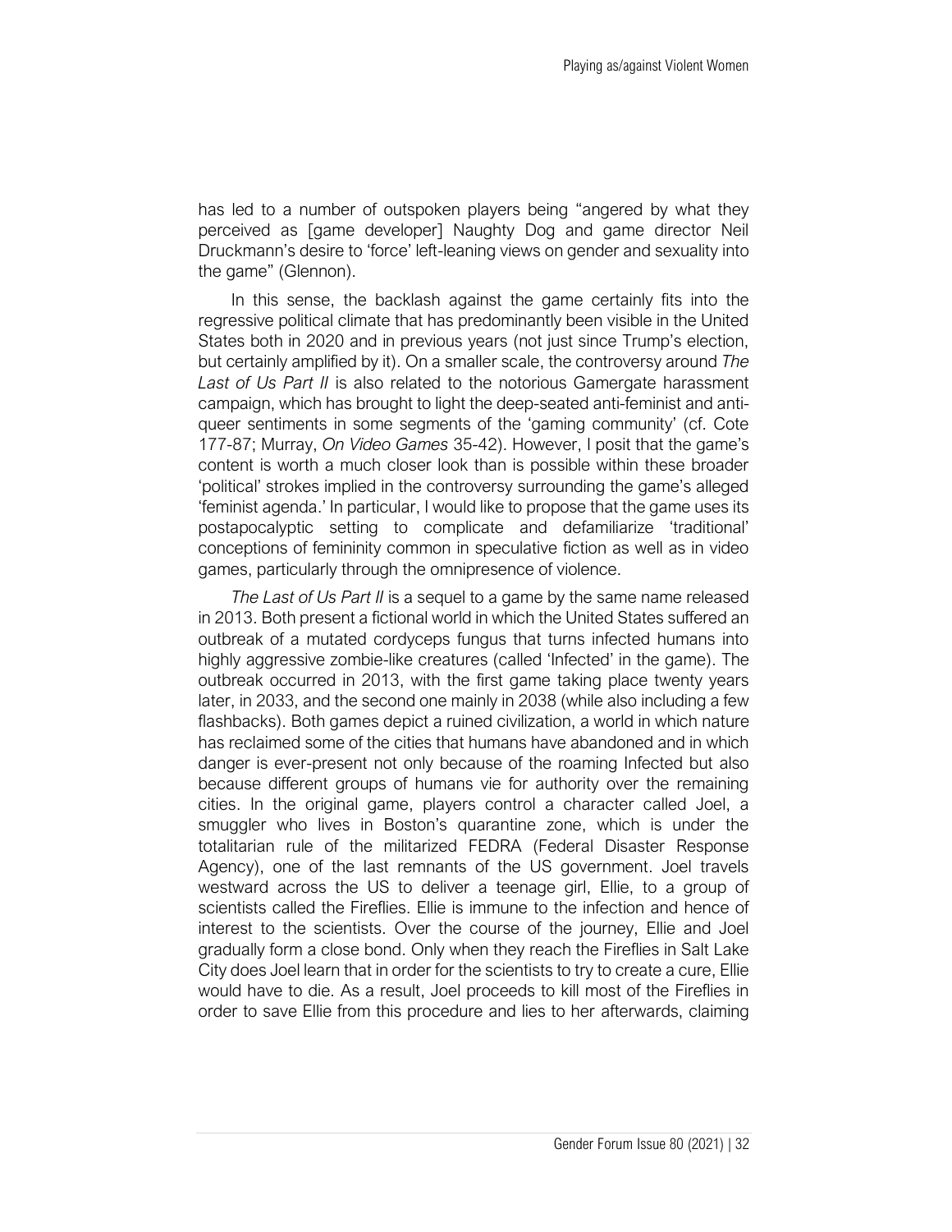has led to a number of outspoken players being "angered by what they perceived as [game developer] Naughty Dog and game director Neil Druckmann's desire to 'force' left-leaning views on gender and sexuality into the game" (Glennon).

In this sense, the backlash against the game certainly fits into the regressive political climate that has predominantly been visible in the United States both in 2020 and in previous years (not just since Trump's election, but certainly amplified by it). On a smaller scale, the controversy around *The Last of Us Part II* is also related to the notorious Gamergate harassment campaign, which has brought to light the deep-seated anti-feminist and anti-queer sentiments in some segments of the 'gaming community' (cf. Cote 177-87; Murray, *On Video Games* 35-42). However, I posit that the game's content is worth a much closer look than is possible within these broader 'political' strokes implied in the controversy surrounding the game's alleged 'feminist agenda.' In particular, I would like to propose that the game uses its postapocalyptic setting to complicate and defamiliarize 'traditional' conceptions of femininity common in speculative fiction as well as in video games, particularly through the omnipresence of violence.

*The Last of Us Part II* is a sequel to a game by the same name released in 2013. Both present a fictional world in which the United States suffered an outbreak of a mutated cordyceps fungus that turns infected humans into highly aggressive zombie-like creatures (called 'Infected' in the game). The outbreak occurred in 2013, with the first game taking place twenty years later, in 2033, and the second one mainly in 2038 (while also including a few flashbacks). Both games depict a ruined civilization, a world in which nature has reclaimed some of the cities that humans have abandoned and in which danger is ever-present not only because of the roaming Infected but also because different groups of humans vie for authority over the remaining cities. In the original game, players control a character called Joel, a smuggler who lives in Boston's quarantine zone, which is under the totalitarian rule of the militarized FEDRA (Federal Disaster Response Agency), one of the last remnants of the US government. Joel travels westward across the US to deliver a teenage girl, Ellie, to a group of scientists called the Fireflies. Ellie is immune to the infection and hence of interest to the scientists. Over the course of the journey, Ellie and Joel gradually form a close bond. Only when they reach the Fireflies in Salt Lake City does Joel learn that in order for the scientists to try to create a cure, Ellie would have to die. As a result, Joel proceeds to kill most of the Fireflies in order to save Ellie from this procedure and lies to her afterwards, claiming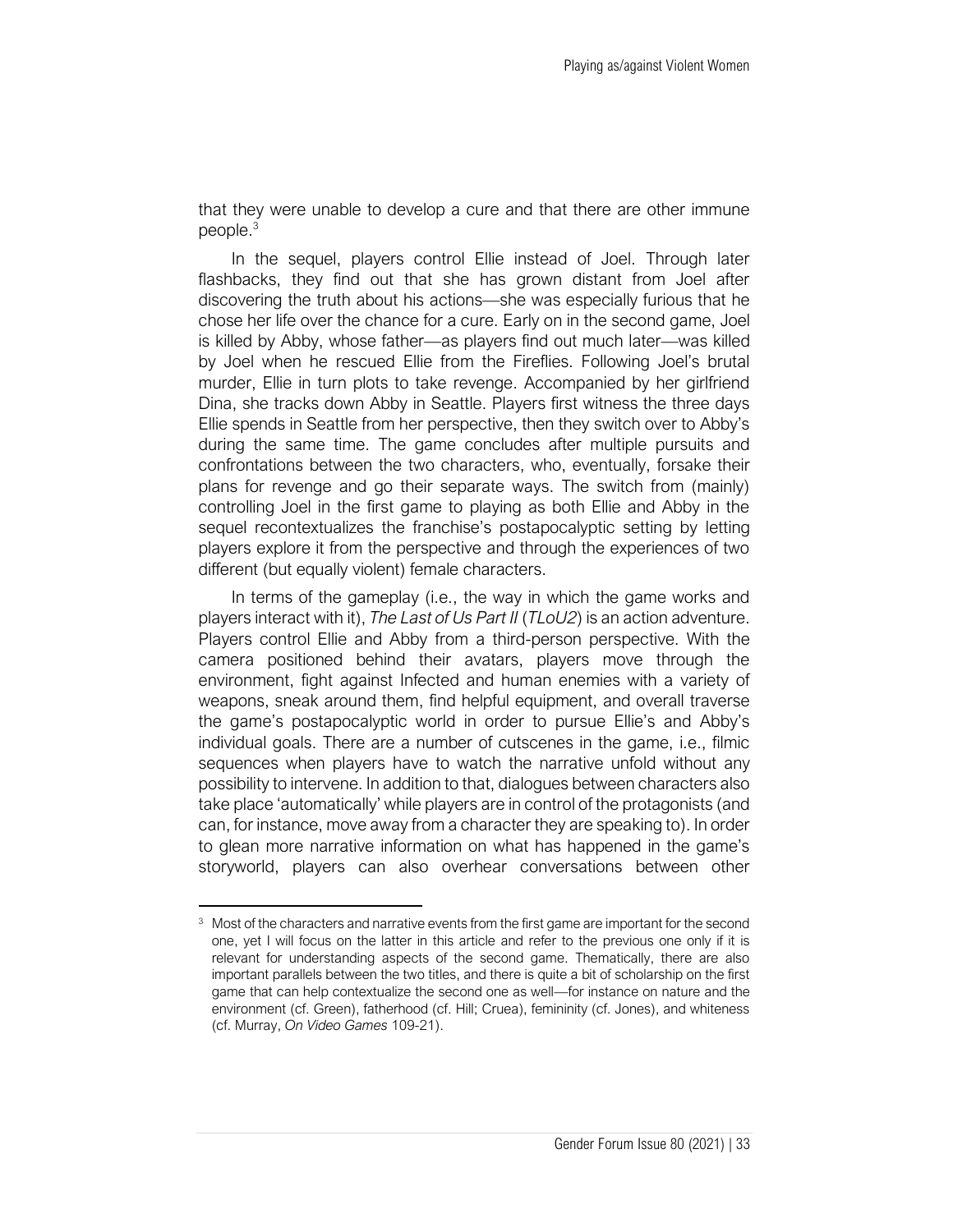that they were unable to develop a cure and that there are other immune people.[3]

In the sequel, players control Ellie instead of Joel. Through later flashbacks, they find out that she has grown distant from Joel after discovering the truth about his actions—she was especially furious that he chose her life over the chance for a cure. Early on in the second game, Joel is killed by Abby, whose father—as players find out much later—was killed by Joel when he rescued Ellie from the Fireflies. Following Joel's brutal murder, Ellie in turn plots to take revenge. Accompanied by her girlfriend Dina, she tracks down Abby in Seattle. Players first witness the three days Ellie spends in Seattle from her perspective, then they switch over to Abby's during the same time. The game concludes after multiple pursuits and confrontations between the two characters, who, eventually, forsake their plans for revenge and go their separate ways. The switch from (mainly) controlling Joel in the first game to playing as both Ellie and Abby in the sequel recontextualizes the franchise's postapocalyptic setting by letting players explore it from the perspective and through the experiences of two different (but equally violent) female characters.

In terms of the gameplay (i.e., the way in which the game works and players interact with it), *The Last of Us Part II* (*TLoU2*) is an action adventure. Players control Ellie and Abby from a third-person perspective. With the camera positioned behind their avatars, players move through the environment, fight against Infected and human enemies with a variety of weapons, sneak around them, find helpful equipment, and overall traverse the game's postapocalyptic world in order to pursue Ellie's and Abby's individual goals. There are a number of cutscenes in the game, i.e., filmic sequences when players have to watch the narrative unfold without any possibility to intervene. In addition to that, dialogues between characters also take place 'automatically' while players are in control of the protagonists (and can, for instance, move away from a character they are speaking to). In order to glean more narrative information on what has happened in the game's storyworld, players can also overhear conversations between other

[3] Most of the characters and narrative events from the first game are important for the second one, yet I will focus on the latter in this article and refer to the previous one only if it is relevant for understanding aspects of the second game. Thematically, there are also important parallels between the two titles, and there is quite a bit of scholarship on the first game that can help contextualize the second one as well—for instance on nature and the environment (cf. Green), fatherhood (cf. Hill; Cruea), femininity (cf. Jones), and whiteness (cf. Murray, *On Video Games* 109-21).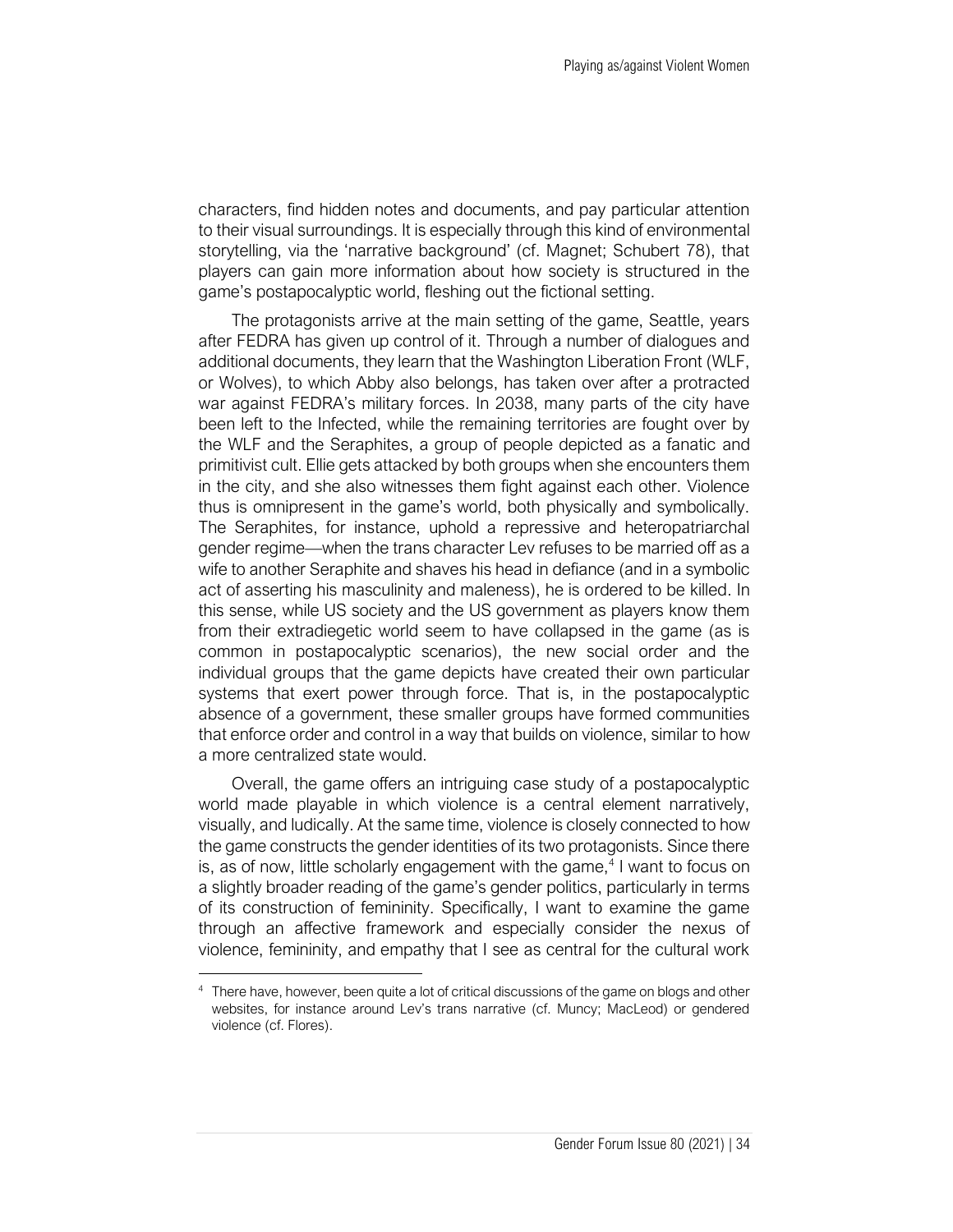characters, find hidden notes and documents, and pay particular attention to their visual surroundings. It is especially through this kind of environmental storytelling, via the 'narrative background' (cf. Magnet; Schubert 78), that players can gain more information about how society is structured in the game's postapocalyptic world, fleshing out the fictional setting.

The protagonists arrive at the main setting of the game, Seattle, years after FEDRA has given up control of it. Through a number of dialogues and additional documents, they learn that the Washington Liberation Front (WLF, or Wolves), to which Abby also belongs, has taken over after a protracted war against FEDRA's military forces. In 2038, many parts of the city have been left to the Infected, while the remaining territories are fought over by the WLF and the Seraphites, a group of people depicted as a fanatic and primitivist cult. Ellie gets attacked by both groups when she encounters them in the city, and she also witnesses them fight against each other. Violence thus is omnipresent in the game's world, both physically and symbolically. The Seraphites, for instance, uphold a repressive and heteropatriarchal gender regime—when the trans character Lev refuses to be married off as a wife to another Seraphite and shaves his head in defiance (and in a symbolic act of asserting his masculinity and maleness), he is ordered to be killed. In this sense, while US society and the US government as players know them from their extradiegetic world seem to have collapsed in the game (as is common in postapocalyptic scenarios), the new social order and the individual groups that the game depicts have created their own particular systems that exert power through force. That is, in the postapocalyptic absence of a government, these smaller groups have formed communities that enforce order and control in a way that builds on violence, similar to how a more centralized state would.

Overall, the game offers an intriguing case study of a postapocalyptic world made playable in which violence is a central element narratively, visually, and ludically. At the same time, violence is closely connected to how the game constructs the gender identities of its two protagonists. Since there is, as of now, little scholarly engagement with the game,[4] I want to focus on a slightly broader reading of the game's gender politics, particularly in terms of its construction of femininity. Specifically, I want to examine the game through an affective framework and especially consider the nexus of violence, femininity, and empathy that I see as central for the cultural work

---

[4] There have, however, been quite a lot of critical discussions of the game on blogs and other websites, for instance around Lev's trans narrative (cf. Muncy; MacLeod) or gendered violence (cf. Flores).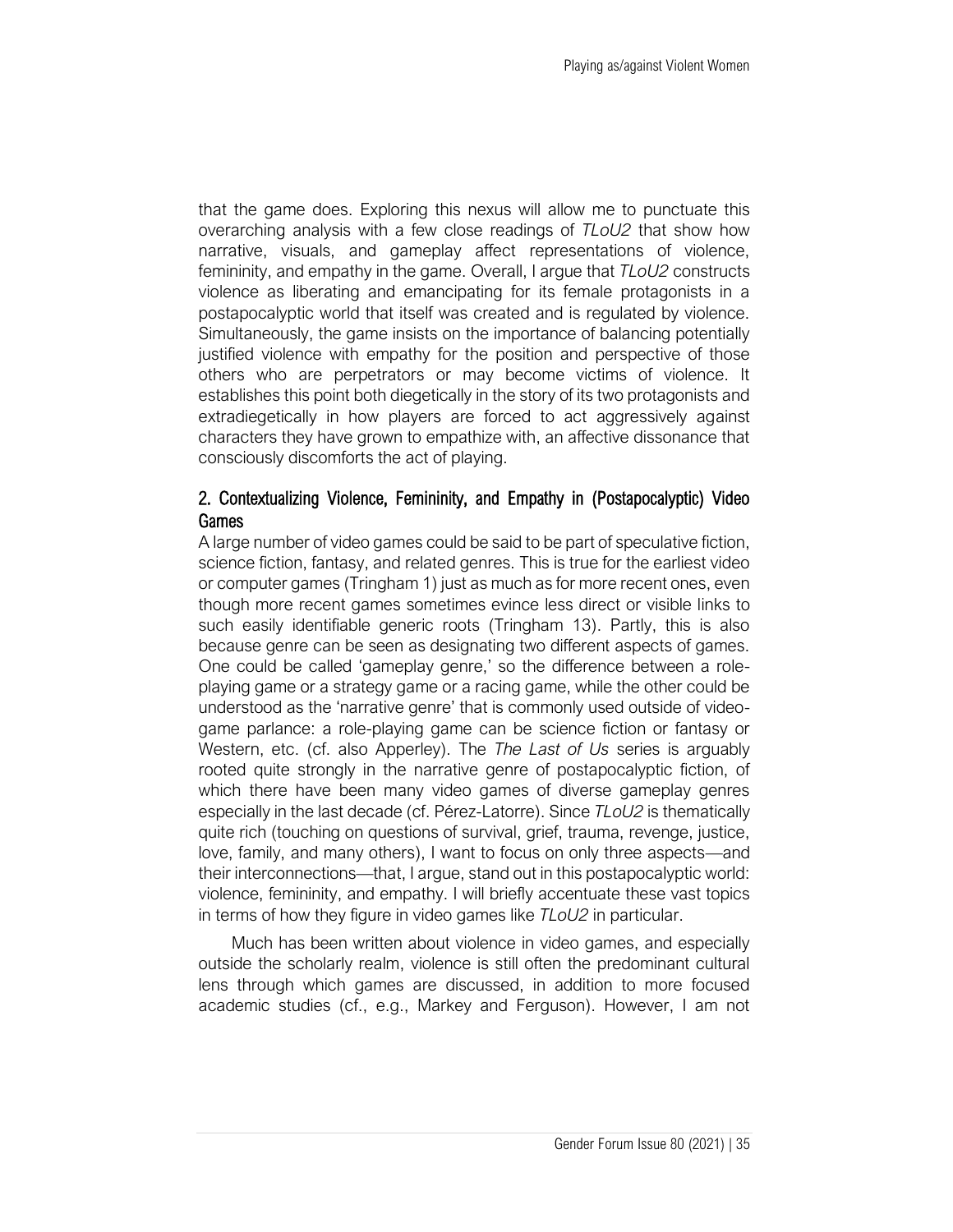that the game does. Exploring this nexus will allow me to punctuate this overarching analysis with a few close readings of *TLoU2* that show how narrative, visuals, and gameplay affect representations of violence, femininity, and empathy in the game. Overall, I argue that *TLoU2* constructs violence as liberating and emancipating for its female protagonists in a postapocalyptic world that itself was created and is regulated by violence. Simultaneously, the game insists on the importance of balancing potentially justified violence with empathy for the position and perspective of those others who are perpetrators or may become victims of violence. It establishes this point both diegetically in the story of its two protagonists and extradiegetically in how players are forced to act aggressively against characters they have grown to empathize with, an affective dissonance that consciously discomforts the act of playing.

## 2. Contextualizing Violence, Femininity, and Empathy in (Postapocalyptic) Video Games

A large number of video games could be said to be part of speculative fiction, science fiction, fantasy, and related genres. This is true for the earliest video or computer games (Tringham 1) just as much as for more recent ones, even though more recent games sometimes evince less direct or visible links to such easily identifiable generic roots (Tringham 13). Partly, this is also because genre can be seen as designating two different aspects of games. One could be called 'gameplay genre,' so the difference between a role-playing game or a strategy game or a racing game, while the other could be understood as the 'narrative genre' that is commonly used outside of video-game parlance: a role-playing game can be science fiction or fantasy or Western, etc. (cf. also Apperley). The *The Last of Us* series is arguably rooted quite strongly in the narrative genre of postapocalyptic fiction, of which there have been many video games of diverse gameplay genres especially in the last decade (cf. Pérez-Latorre). Since *TLoU2* is thematically quite rich (touching on questions of survival, grief, trauma, revenge, justice, love, family, and many others), I want to focus on only three aspects—and their interconnections—that, I argue, stand out in this postapocalyptic world: violence, femininity, and empathy. I will briefly accentuate these vast topics in terms of how they figure in video games like *TLoU2* in particular.

Much has been written about violence in video games, and especially outside the scholarly realm, violence is still often the predominant cultural lens through which games are discussed, in addition to more focused academic studies (cf., e.g., Markey and Ferguson). However, I am not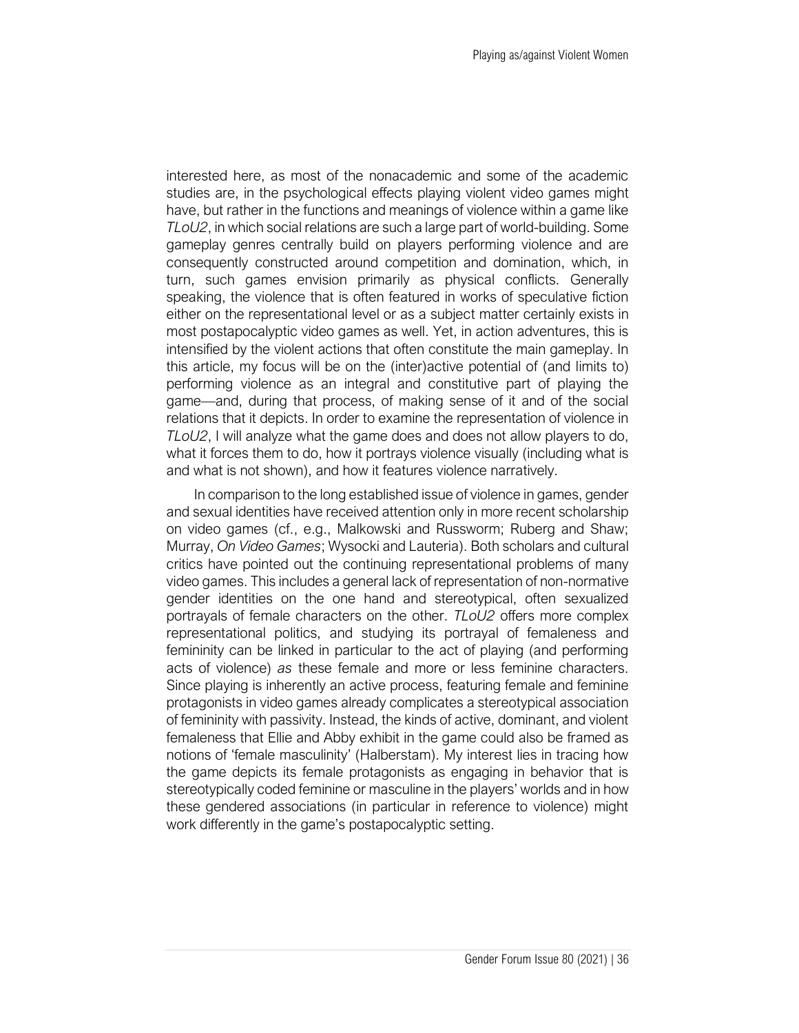interested here, as most of the nonacademic and some of the academic studies are, in the psychological effects playing violent video games might have, but rather in the functions and meanings of violence within a game like *TLoU2*, in which social relations are such a large part of world-building. Some gameplay genres centrally build on players performing violence and are consequently constructed around competition and domination, which, in turn, such games envision primarily as physical conflicts. Generally speaking, the violence that is often featured in works of speculative fiction either on the representational level or as a subject matter certainly exists in most postapocalyptic video games as well. Yet, in action adventures, this is intensified by the violent actions that often constitute the main gameplay. In this article, my focus will be on the (inter)active potential of (and limits to) performing violence as an integral and constitutive part of playing the game—and, during that process, of making sense of it and of the social relations that it depicts. In order to examine the representation of violence in *TLoU2*, I will analyze what the game does and does not allow players to do, what it forces them to do, how it portrays violence visually (including what is and what is not shown), and how it features violence narratively.

In comparison to the long established issue of violence in games, gender and sexual identities have received attention only in more recent scholarship on video games (cf., e.g., Malkowski and Russworm; Ruberg and Shaw; Murray, *On Video Games*; Wysocki and Lauteria). Both scholars and cultural critics have pointed out the continuing representational problems of many video games. This includes a general lack of representation of non-normative gender identities on the one hand and stereotypical, often sexualized portrayals of female characters on the other. *TLoU2* offers more complex representational politics, and studying its portrayal of femaleness and femininity can be linked in particular to the act of playing (and performing acts of violence) *as* these female and more or less feminine characters. Since playing is inherently an active process, featuring female and feminine protagonists in video games already complicates a stereotypical association of femininity with passivity. Instead, the kinds of active, dominant, and violent femaleness that Ellie and Abby exhibit in the game could also be framed as notions of 'female masculinity' (Halberstam). My interest lies in tracing how the game depicts its female protagonists as engaging in behavior that is stereotypically coded feminine or masculine in the players' worlds and in how these gendered associations (in particular in reference to violence) might work differently in the game's postapocalyptic setting.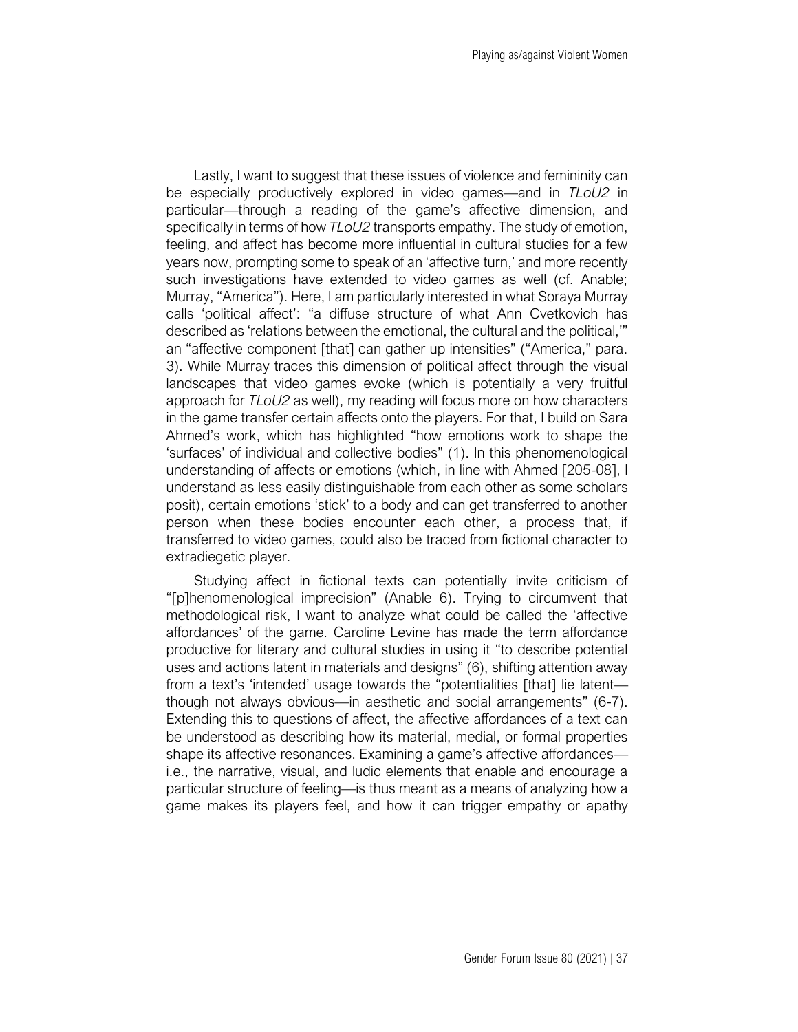Lastly, I want to suggest that these issues of violence and femininity can be especially productively explored in video games—and in *TLoU2* in particular—through a reading of the game's affective dimension, and specifically in terms of how *TLoU2* transports empathy. The study of emotion, feeling, and affect has become more influential in cultural studies for a few years now, prompting some to speak of an 'affective turn,' and more recently such investigations have extended to video games as well (cf. Anable; Murray, "America"). Here, I am particularly interested in what Soraya Murray calls 'political affect': "a diffuse structure of what Ann Cvetkovich has described as 'relations between the emotional, the cultural and the political,'" an "affective component [that] can gather up intensities" ("America," para. 3). While Murray traces this dimension of political affect through the visual landscapes that video games evoke (which is potentially a very fruitful approach for *TLoU2* as well), my reading will focus more on how characters in the game transfer certain affects onto the players. For that, I build on Sara Ahmed's work, which has highlighted "how emotions work to shape the 'surfaces' of individual and collective bodies" (1). In this phenomenological understanding of affects or emotions (which, in line with Ahmed [205-08], I understand as less easily distinguishable from each other as some scholars posit), certain emotions 'stick' to a body and can get transferred to another person when these bodies encounter each other, a process that, if transferred to video games, could also be traced from fictional character to extradiegetic player.

Studying affect in fictional texts can potentially invite criticism of "[p]henomenological imprecision" (Anable 6). Trying to circumvent that methodological risk, I want to analyze what could be called the 'affective affordances' of the game. Caroline Levine has made the term affordance productive for literary and cultural studies in using it "to describe potential uses and actions latent in materials and designs" (6), shifting attention away from a text's 'intended' usage towards the "potentialities [that] lie latent—though not always obvious—in aesthetic and social arrangements" (6-7). Extending this to questions of affect, the affective affordances of a text can be understood as describing how its material, medial, or formal properties shape its affective resonances. Examining a game's affective affordances—i.e., the narrative, visual, and ludic elements that enable and encourage a particular structure of feeling—is thus meant as a means of analyzing how a game makes its players feel, and how it can trigger empathy or apathy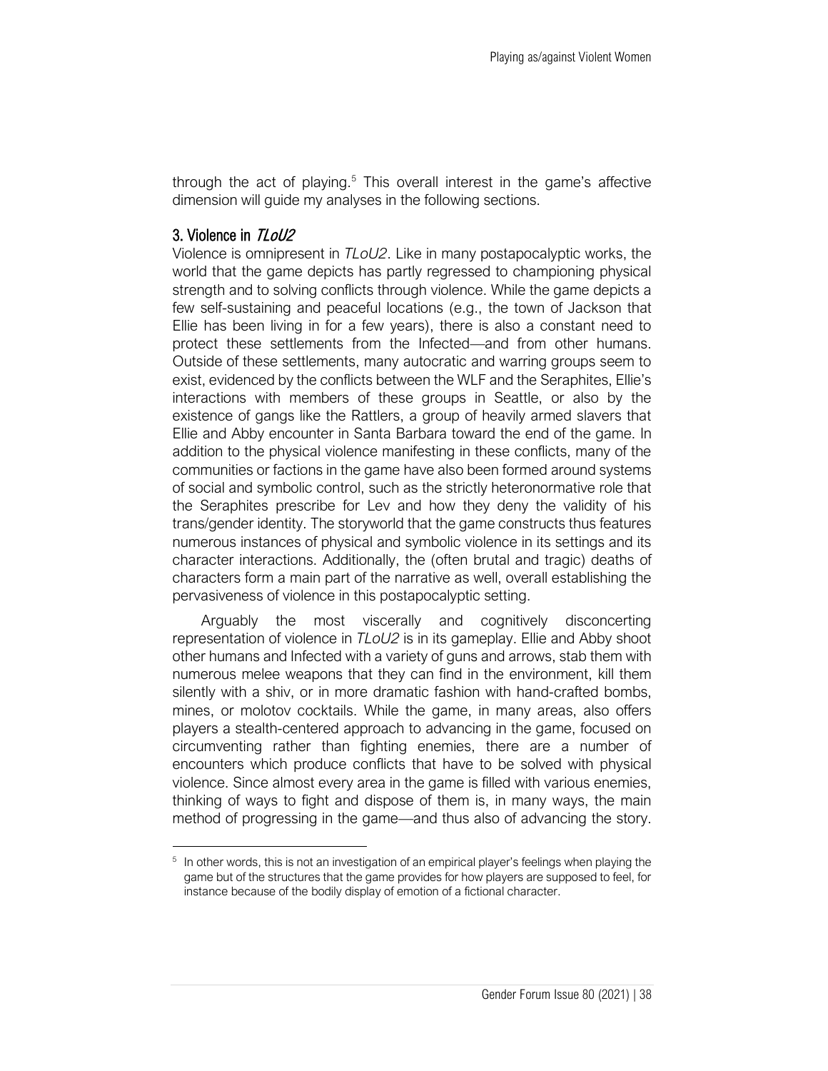through the act of playing.[5] This overall interest in the game's affective dimension will guide my analyses in the following sections.

## 3. Violence in *TLoU2*

Violence is omnipresent in *TLoU2*. Like in many postapocalyptic works, the world that the game depicts has partly regressed to championing physical strength and to solving conflicts through violence. While the game depicts a few self-sustaining and peaceful locations (e.g., the town of Jackson that Ellie has been living in for a few years), there is also a constant need to protect these settlements from the Infected—and from other humans. Outside of these settlements, many autocratic and warring groups seem to exist, evidenced by the conflicts between the WLF and the Seraphites, Ellie's interactions with members of these groups in Seattle, or also by the existence of gangs like the Rattlers, a group of heavily armed slavers that Ellie and Abby encounter in Santa Barbara toward the end of the game. In addition to the physical violence manifesting in these conflicts, many of the communities or factions in the game have also been formed around systems of social and symbolic control, such as the strictly heteronormative role that the Seraphites prescribe for Lev and how they deny the validity of his trans/gender identity. The storyworld that the game constructs thus features numerous instances of physical and symbolic violence in its settings and its character interactions. Additionally, the (often brutal and tragic) deaths of characters form a main part of the narrative as well, overall establishing the pervasiveness of violence in this postapocalyptic setting.

Arguably the most viscerally and cognitively disconcerting representation of violence in *TLoU2* is in its gameplay. Ellie and Abby shoot other humans and Infected with a variety of guns and arrows, stab them with numerous melee weapons that they can find in the environment, kill them silently with a shiv, or in more dramatic fashion with hand-crafted bombs, mines, or molotov cocktails. While the game, in many areas, also offers players a stealth-centered approach to advancing in the game, focused on circumventing rather than fighting enemies, there are a number of encounters which produce conflicts that have to be solved with physical violence. Since almost every area in the game is filled with various enemies, thinking of ways to fight and dispose of them is, in many ways, the main method of progressing in the game—and thus also of advancing the story.

[5] In other words, this is not an investigation of an empirical player's feelings when playing the game but of the structures that the game provides for how players are supposed to feel, for instance because of the bodily display of emotion of a fictional character.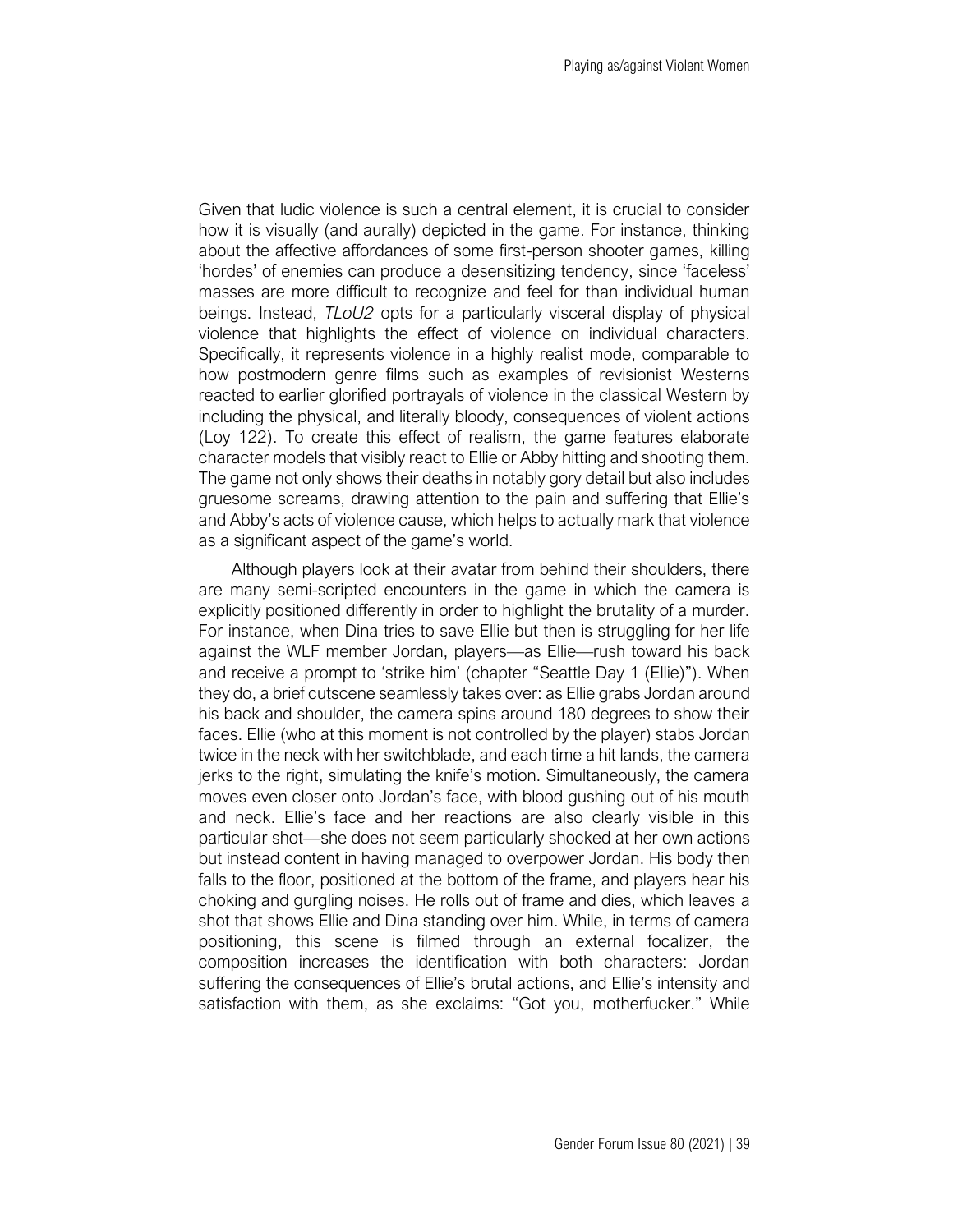Given that ludic violence is such a central element, it is crucial to consider how it is visually (and aurally) depicted in the game. For instance, thinking about the affective affordances of some first-person shooter games, killing 'hordes' of enemies can produce a desensitizing tendency, since 'faceless' masses are more difficult to recognize and feel for than individual human beings. Instead, *TLoU2* opts for a particularly visceral display of physical violence that highlights the effect of violence on individual characters. Specifically, it represents violence in a highly realist mode, comparable to how postmodern genre films such as examples of revisionist Westerns reacted to earlier glorified portrayals of violence in the classical Western by including the physical, and literally bloody, consequences of violent actions (Loy 122). To create this effect of realism, the game features elaborate character models that visibly react to Ellie or Abby hitting and shooting them. The game not only shows their deaths in notably gory detail but also includes gruesome screams, drawing attention to the pain and suffering that Ellie's and Abby's acts of violence cause, which helps to actually mark that violence as a significant aspect of the game's world.

Although players look at their avatar from behind their shoulders, there are many semi-scripted encounters in the game in which the camera is explicitly positioned differently in order to highlight the brutality of a murder. For instance, when Dina tries to save Ellie but then is struggling for her life against the WLF member Jordan, players—as Ellie—rush toward his back and receive a prompt to 'strike him' (chapter "Seattle Day 1 (Ellie)"). When they do, a brief cutscene seamlessly takes over: as Ellie grabs Jordan around his back and shoulder, the camera spins around 180 degrees to show their faces. Ellie (who at this moment is not controlled by the player) stabs Jordan twice in the neck with her switchblade, and each time a hit lands, the camera jerks to the right, simulating the knife's motion. Simultaneously, the camera moves even closer onto Jordan's face, with blood gushing out of his mouth and neck. Ellie's face and her reactions are also clearly visible in this particular shot—she does not seem particularly shocked at her own actions but instead content in having managed to overpower Jordan. His body then falls to the floor, positioned at the bottom of the frame, and players hear his choking and gurgling noises. He rolls out of frame and dies, which leaves a shot that shows Ellie and Dina standing over him. While, in terms of camera positioning, this scene is filmed through an external focalizer, the composition increases the identification with both characters: Jordan suffering the consequences of Ellie's brutal actions, and Ellie's intensity and satisfaction with them, as she exclaims: "Got you, motherfucker." While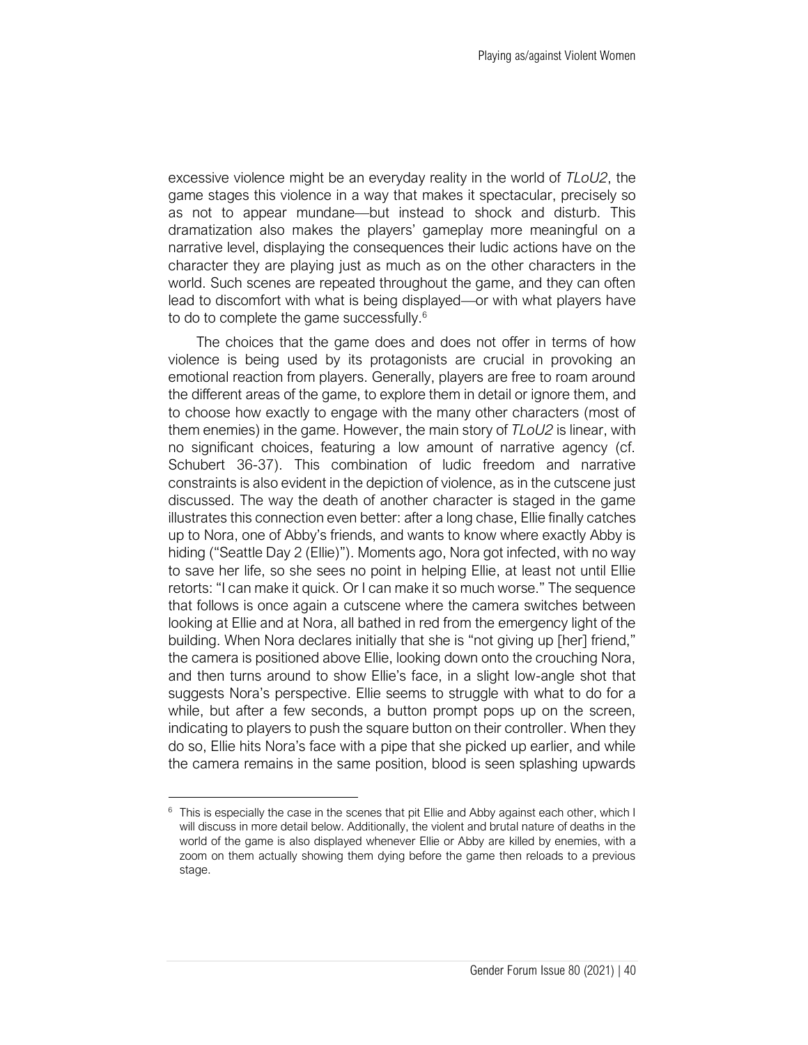excessive violence might be an everyday reality in the world of *TLoU2*, the game stages this violence in a way that makes it spectacular, precisely so as not to appear mundane—but instead to shock and disturb. This dramatization also makes the players' gameplay more meaningful on a narrative level, displaying the consequences their ludic actions have on the character they are playing just as much as on the other characters in the world. Such scenes are repeated throughout the game, and they can often lead to discomfort with what is being displayed—or with what players have to do to complete the game successfully.[6]

The choices that the game does and does not offer in terms of how violence is being used by its protagonists are crucial in provoking an emotional reaction from players. Generally, players are free to roam around the different areas of the game, to explore them in detail or ignore them, and to choose how exactly to engage with the many other characters (most of them enemies) in the game. However, the main story of *TLoU2* is linear, with no significant choices, featuring a low amount of narrative agency (cf. Schubert 36-37). This combination of ludic freedom and narrative constraints is also evident in the depiction of violence, as in the cutscene just discussed. The way the death of another character is staged in the game illustrates this connection even better: after a long chase, Ellie finally catches up to Nora, one of Abby's friends, and wants to know where exactly Abby is hiding ("Seattle Day 2 (Ellie)"). Moments ago, Nora got infected, with no way to save her life, so she sees no point in helping Ellie, at least not until Ellie retorts: "I can make it quick. Or I can make it so much worse." The sequence that follows is once again a cutscene where the camera switches between looking at Ellie and at Nora, all bathed in red from the emergency light of the building. When Nora declares initially that she is "not giving up [her] friend," the camera is positioned above Ellie, looking down onto the crouching Nora, and then turns around to show Ellie's face, in a slight low-angle shot that suggests Nora's perspective. Ellie seems to struggle with what to do for a while, but after a few seconds, a button prompt pops up on the screen, indicating to players to push the square button on their controller. When they do so, Ellie hits Nora's face with a pipe that she picked up earlier, and while the camera remains in the same position, blood is seen splashing upwards

---

[6] This is especially the case in the scenes that pit Ellie and Abby against each other, which I will discuss in more detail below. Additionally, the violent and brutal nature of deaths in the world of the game is also displayed whenever Ellie or Abby are killed by enemies, with a zoom on them actually showing them dying before the game then reloads to a previous stage.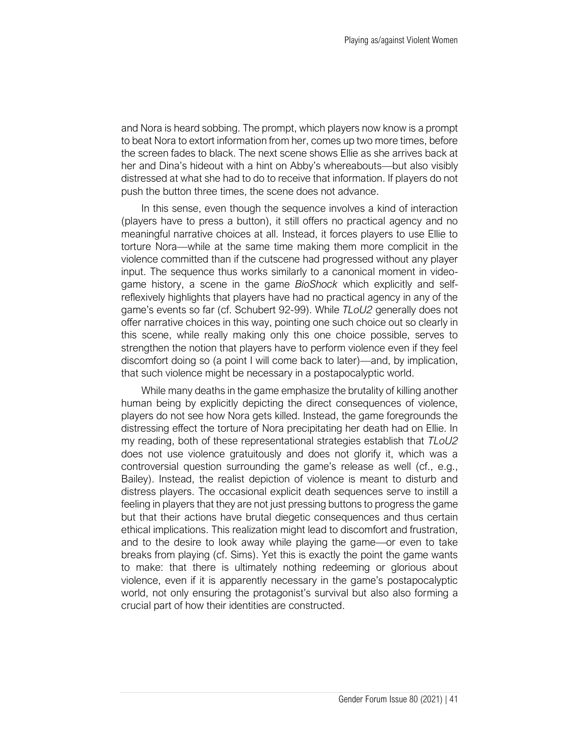and Nora is heard sobbing. The prompt, which players now know is a prompt to beat Nora to extort information from her, comes up two more times, before the screen fades to black. The next scene shows Ellie as she arrives back at her and Dina's hideout with a hint on Abby's whereabouts—but also visibly distressed at what she had to do to receive that information. If players do not push the button three times, the scene does not advance.

In this sense, even though the sequence involves a kind of interaction (players have to press a button), it still offers no practical agency and no meaningful narrative choices at all. Instead, it forces players to use Ellie to torture Nora—while at the same time making them more complicit in the violence committed than if the cutscene had progressed without any player input. The sequence thus works similarly to a canonical moment in video-game history, a scene in the game *BioShock* which explicitly and self-reflexively highlights that players have had no practical agency in any of the game's events so far (cf. Schubert 92-99). While *TLoU2* generally does not offer narrative choices in this way, pointing one such choice out so clearly in this scene, while really making only this one choice possible, serves to strengthen the notion that players have to perform violence even if they feel discomfort doing so (a point I will come back to later)—and, by implication, that such violence might be necessary in a postapocalyptic world.

While many deaths in the game emphasize the brutality of killing another human being by explicitly depicting the direct consequences of violence, players do not see how Nora gets killed. Instead, the game foregrounds the distressing effect the torture of Nora precipitating her death had on Ellie. In my reading, both of these representational strategies establish that *TLoU2* does not use violence gratuitously and does not glorify it, which was a controversial question surrounding the game's release as well (cf., e.g., Bailey). Instead, the realist depiction of violence is meant to disturb and distress players. The occasional explicit death sequences serve to instill a feeling in players that they are not just pressing buttons to progress the game but that their actions have brutal diegetic consequences and thus certain ethical implications. This realization might lead to discomfort and frustration, and to the desire to look away while playing the game—or even to take breaks from playing (cf. Sims). Yet this is exactly the point the game wants to make: that there is ultimately nothing redeeming or glorious about violence, even if it is apparently necessary in the game's postapocalyptic world, not only ensuring the protagonist's survival but also also forming a crucial part of how their identities are constructed.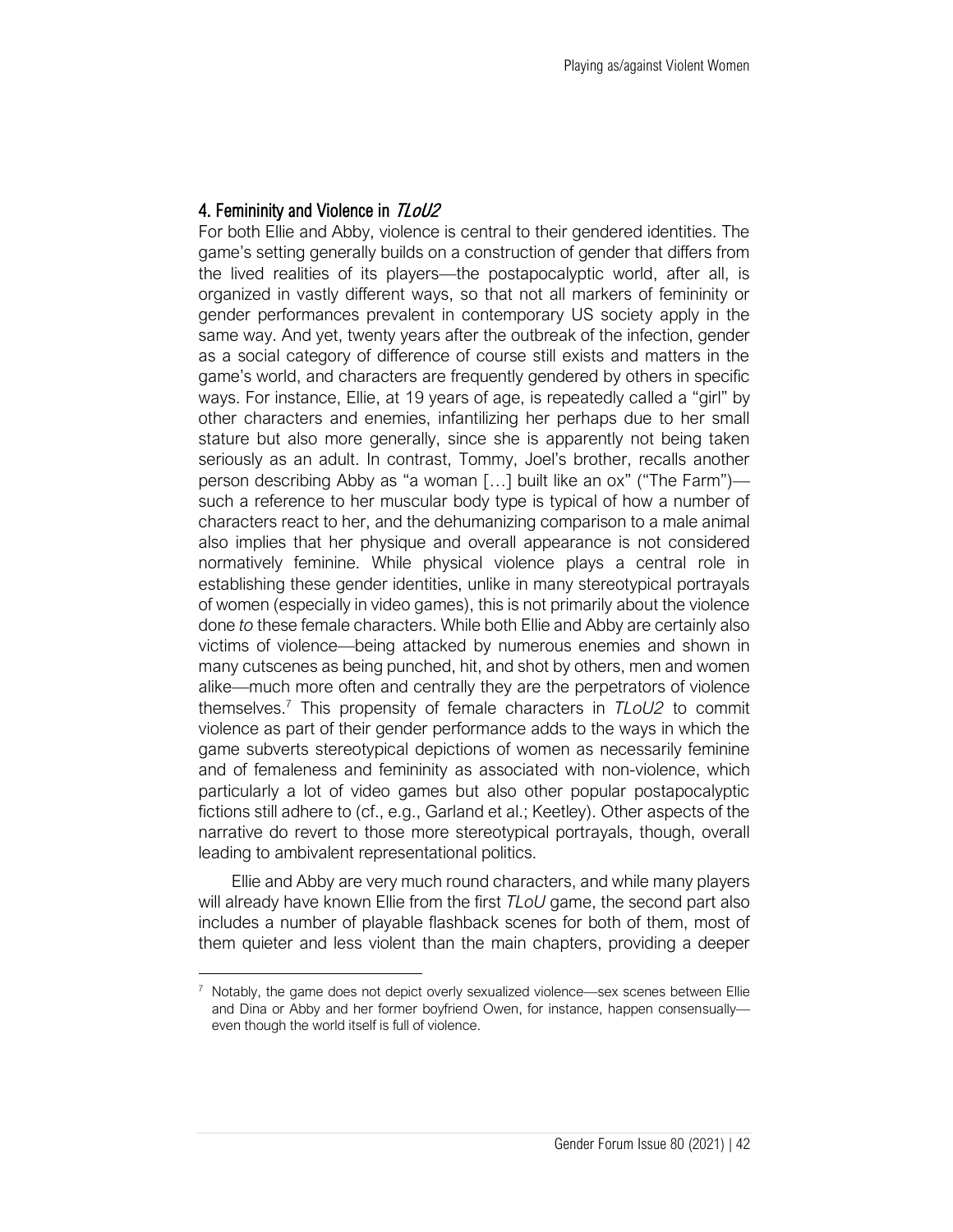## 4. Femininity and Violence in *TLoU2*

For both Ellie and Abby, violence is central to their gendered identities. The game's setting generally builds on a construction of gender that differs from the lived realities of its players—the postapocalyptic world, after all, is organized in vastly different ways, so that not all markers of femininity or gender performances prevalent in contemporary US society apply in the same way. And yet, twenty years after the outbreak of the infection, gender as a social category of difference of course still exists and matters in the game's world, and characters are frequently gendered by others in specific ways. For instance, Ellie, at 19 years of age, is repeatedly called a "girl" by other characters and enemies, infantilizing her perhaps due to her small stature but also more generally, since she is apparently not being taken seriously as an adult. In contrast, Tommy, Joel's brother, recalls another person describing Abby as "a woman […] built like an ox" ("The Farm")—such a reference to her muscular body type is typical of how a number of characters react to her, and the dehumanizing comparison to a male animal also implies that her physique and overall appearance is not considered normatively feminine. While physical violence plays a central role in establishing these gender identities, unlike in many stereotypical portrayals of women (especially in video games), this is not primarily about the violence done *to* these female characters. While both Ellie and Abby are certainly also victims of violence—being attacked by numerous enemies and shown in many cutscenes as being punched, hit, and shot by others, men and women alike—much more often and centrally they are the perpetrators of violence themselves.[7] This propensity of female characters in *TLoU2* to commit violence as part of their gender performance adds to the ways in which the game subverts stereotypical depictions of women as necessarily feminine and of femaleness and femininity as associated with non-violence, which particularly a lot of video games but also other popular postapocalyptic fictions still adhere to (cf., e.g., Garland et al.; Keetley). Other aspects of the narrative do revert to those more stereotypical portrayals, though, overall leading to ambivalent representational politics.

Ellie and Abby are very much round characters, and while many players will already have known Ellie from the first *TLoU* game, the second part also includes a number of playable flashback scenes for both of them, most of them quieter and less violent than the main chapters, providing a deeper

[7] Notably, the game does not depict overly sexualized violence—sex scenes between Ellie and Dina or Abby and her former boyfriend Owen, for instance, happen consensually—even though the world itself is full of violence.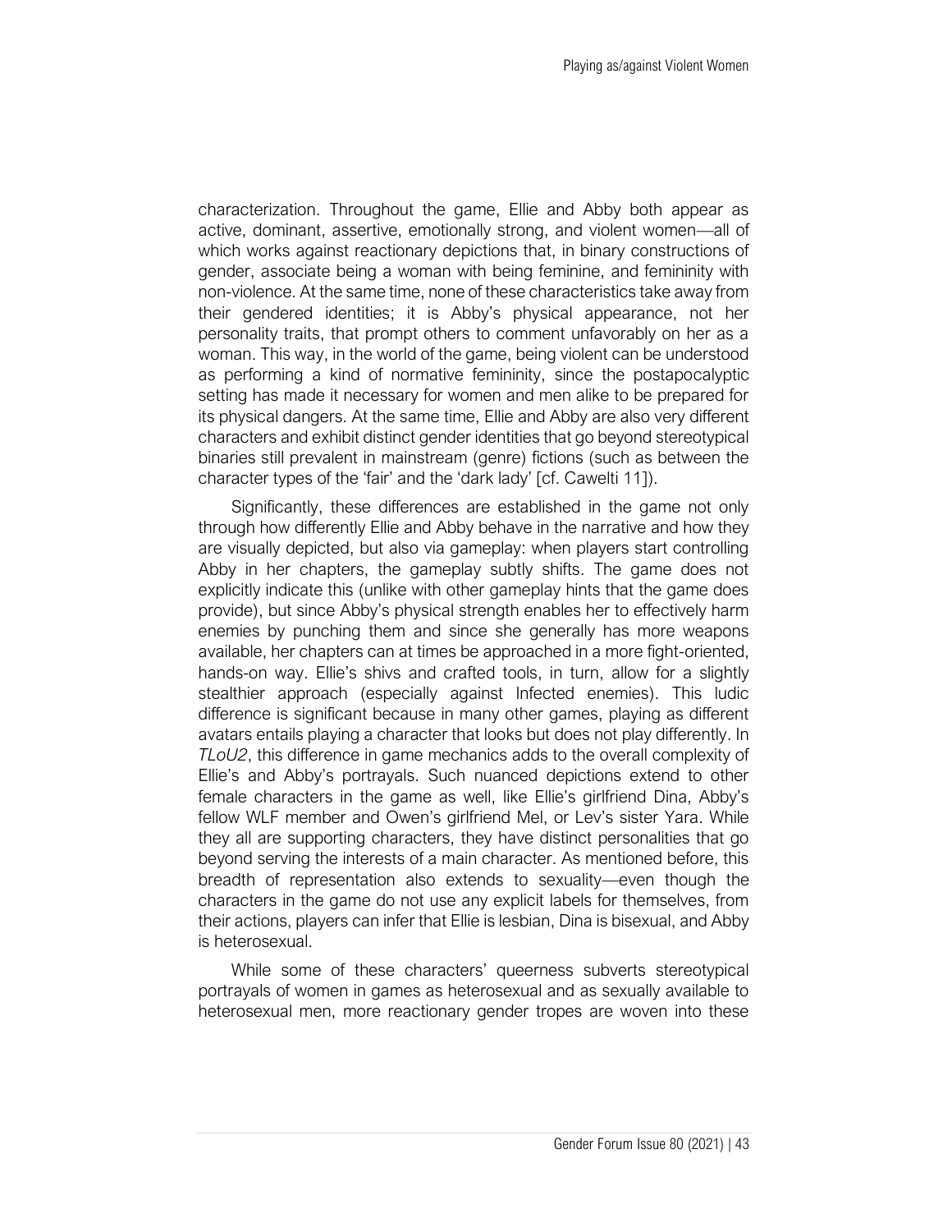characterization. Throughout the game, Ellie and Abby both appear as active, dominant, assertive, emotionally strong, and violent women—all of which works against reactionary depictions that, in binary constructions of gender, associate being a woman with being feminine, and femininity with non-violence. At the same time, none of these characteristics take away from their gendered identities; it is Abby's physical appearance, not her personality traits, that prompt others to comment unfavorably on her as a woman. This way, in the world of the game, being violent can be understood as performing a kind of normative femininity, since the postapocalyptic setting has made it necessary for women and men alike to be prepared for its physical dangers. At the same time, Ellie and Abby are also very different characters and exhibit distinct gender identities that go beyond stereotypical binaries still prevalent in mainstream (genre) fictions (such as between the character types of the 'fair' and the 'dark lady' [cf. Cawelti 11]).

Significantly, these differences are established in the game not only through how differently Ellie and Abby behave in the narrative and how they are visually depicted, but also via gameplay: when players start controlling Abby in her chapters, the gameplay subtly shifts. The game does not explicitly indicate this (unlike with other gameplay hints that the game does provide), but since Abby's physical strength enables her to effectively harm enemies by punching them and since she generally has more weapons available, her chapters can at times be approached in a more fight-oriented, hands-on way. Ellie's shivs and crafted tools, in turn, allow for a slightly stealthier approach (especially against Infected enemies). This ludic difference is significant because in many other games, playing as different avatars entails playing a character that looks but does not play differently. In *TLoU2*, this difference in game mechanics adds to the overall complexity of Ellie's and Abby's portrayals. Such nuanced depictions extend to other female characters in the game as well, like Ellie's girlfriend Dina, Abby's fellow WLF member and Owen's girlfriend Mel, or Lev's sister Yara. While they all are supporting characters, they have distinct personalities that go beyond serving the interests of a main character. As mentioned before, this breadth of representation also extends to sexuality—even though the characters in the game do not use any explicit labels for themselves, from their actions, players can infer that Ellie is lesbian, Dina is bisexual, and Abby is heterosexual.

While some of these characters' queerness subverts stereotypical portrayals of women in games as heterosexual and as sexually available to heterosexual men, more reactionary gender tropes are woven into these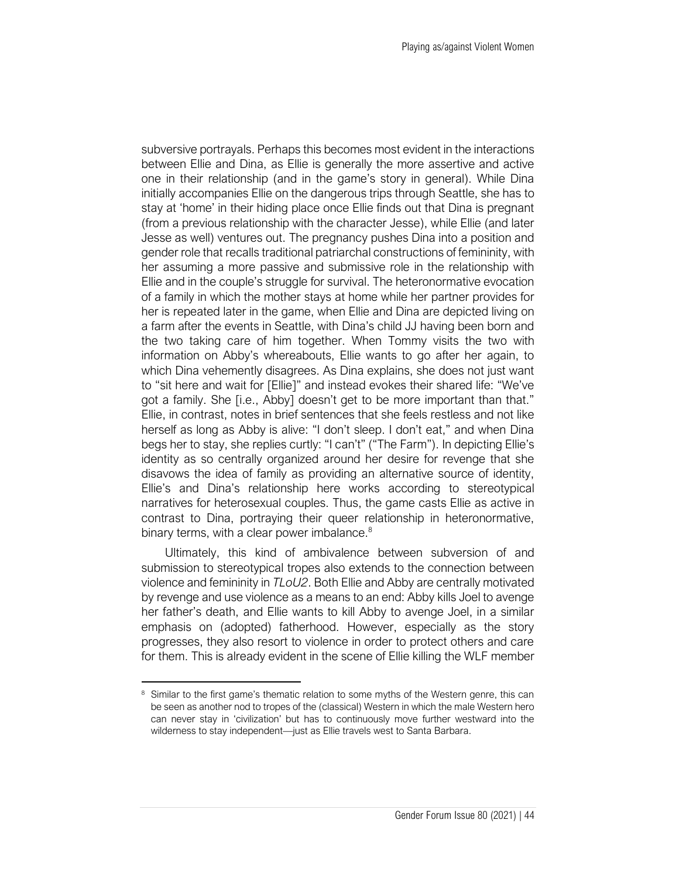subversive portrayals. Perhaps this becomes most evident in the interactions between Ellie and Dina, as Ellie is generally the more assertive and active one in their relationship (and in the game's story in general). While Dina initially accompanies Ellie on the dangerous trips through Seattle, she has to stay at 'home' in their hiding place once Ellie finds out that Dina is pregnant (from a previous relationship with the character Jesse), while Ellie (and later Jesse as well) ventures out. The pregnancy pushes Dina into a position and gender role that recalls traditional patriarchal constructions of femininity, with her assuming a more passive and submissive role in the relationship with Ellie and in the couple's struggle for survival. The heteronormative evocation of a family in which the mother stays at home while her partner provides for her is repeated later in the game, when Ellie and Dina are depicted living on a farm after the events in Seattle, with Dina's child JJ having been born and the two taking care of him together. When Tommy visits the two with information on Abby's whereabouts, Ellie wants to go after her again, to which Dina vehemently disagrees. As Dina explains, she does not just want to "sit here and wait for [Ellie]" and instead evokes their shared life: "We've got a family. She [i.e., Abby] doesn't get to be more important than that." Ellie, in contrast, notes in brief sentences that she feels restless and not like herself as long as Abby is alive: "I don't sleep. I don't eat," and when Dina begs her to stay, she replies curtly: "I can't" ("The Farm"). In depicting Ellie's identity as so centrally organized around her desire for revenge that she disavows the idea of family as providing an alternative source of identity, Ellie's and Dina's relationship here works according to stereotypical narratives for heterosexual couples. Thus, the game casts Ellie as active in contrast to Dina, portraying their queer relationship in heteronormative, binary terms, with a clear power imbalance.[8]

Ultimately, this kind of ambivalence between subversion of and submission to stereotypical tropes also extends to the connection between violence and femininity in *TLoU2*. Both Ellie and Abby are centrally motivated by revenge and use violence as a means to an end: Abby kills Joel to avenge her father's death, and Ellie wants to kill Abby to avenge Joel, in a similar emphasis on (adopted) fatherhood. However, especially as the story progresses, they also resort to violence in order to protect others and care for them. This is already evident in the scene of Ellie killing the WLF member

---

[8] Similar to the first game's thematic relation to some myths of the Western genre, this can be seen as another nod to tropes of the (classical) Western in which the male Western hero can never stay in 'civilization' but has to continuously move further westward into the wilderness to stay independent—just as Ellie travels west to Santa Barbara.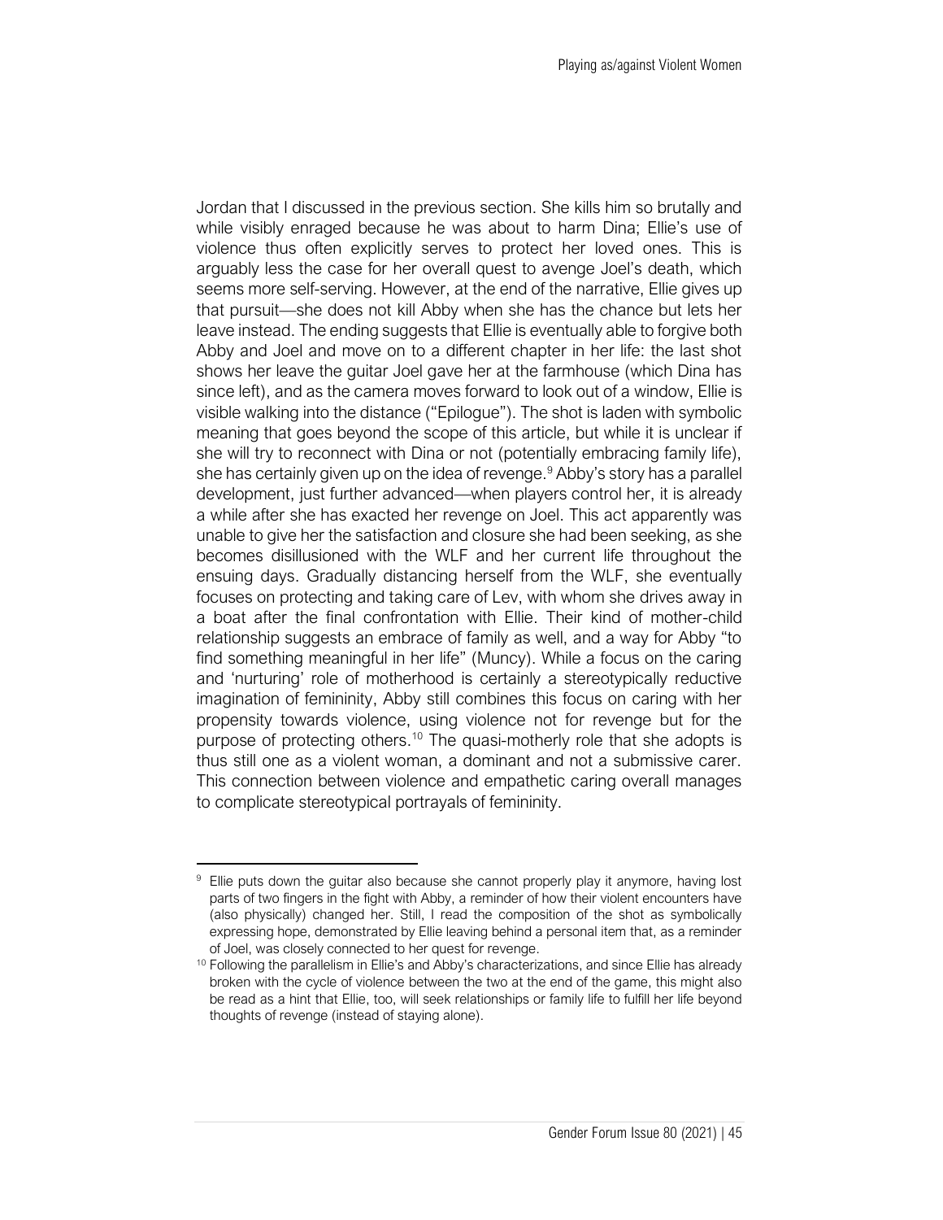Jordan that I discussed in the previous section. She kills him so brutally and while visibly enraged because he was about to harm Dina; Ellie's use of violence thus often explicitly serves to protect her loved ones. This is arguably less the case for her overall quest to avenge Joel's death, which seems more self-serving. However, at the end of the narrative, Ellie gives up that pursuit—she does not kill Abby when she has the chance but lets her leave instead. The ending suggests that Ellie is eventually able to forgive both Abby and Joel and move on to a different chapter in her life: the last shot shows her leave the guitar Joel gave her at the farmhouse (which Dina has since left), and as the camera moves forward to look out of a window, Ellie is visible walking into the distance ("Epilogue"). The shot is laden with symbolic meaning that goes beyond the scope of this article, but while it is unclear if she will try to reconnect with Dina or not (potentially embracing family life), she has certainly given up on the idea of revenge.[9] Abby's story has a parallel development, just further advanced—when players control her, it is already a while after she has exacted her revenge on Joel. This act apparently was unable to give her the satisfaction and closure she had been seeking, as she becomes disillusioned with the WLF and her current life throughout the ensuing days. Gradually distancing herself from the WLF, she eventually focuses on protecting and taking care of Lev, with whom she drives away in a boat after the final confrontation with Ellie. Their kind of mother-child relationship suggests an embrace of family as well, and a way for Abby "to find something meaningful in her life" (Muncy). While a focus on the caring and 'nurturing' role of motherhood is certainly a stereotypically reductive imagination of femininity, Abby still combines this focus on caring with her propensity towards violence, using violence not for revenge but for the purpose of protecting others.[10] The quasi-motherly role that she adopts is thus still one as a violent woman, a dominant and not a submissive carer. This connection between violence and empathetic caring overall manages to complicate stereotypical portrayals of femininity.

---

[9] Ellie puts down the guitar also because she cannot properly play it anymore, having lost parts of two fingers in the fight with Abby, a reminder of how their violent encounters have (also physically) changed her. Still, I read the composition of the shot as symbolically expressing hope, demonstrated by Ellie leaving behind a personal item that, as a reminder of Joel, was closely connected to her quest for revenge.

[10] Following the parallelism in Ellie's and Abby's characterizations, and since Ellie has already broken with the cycle of violence between the two at the end of the game, this might also be read as a hint that Ellie, too, will seek relationships or family life to fulfill her life beyond thoughts of revenge (instead of staying alone).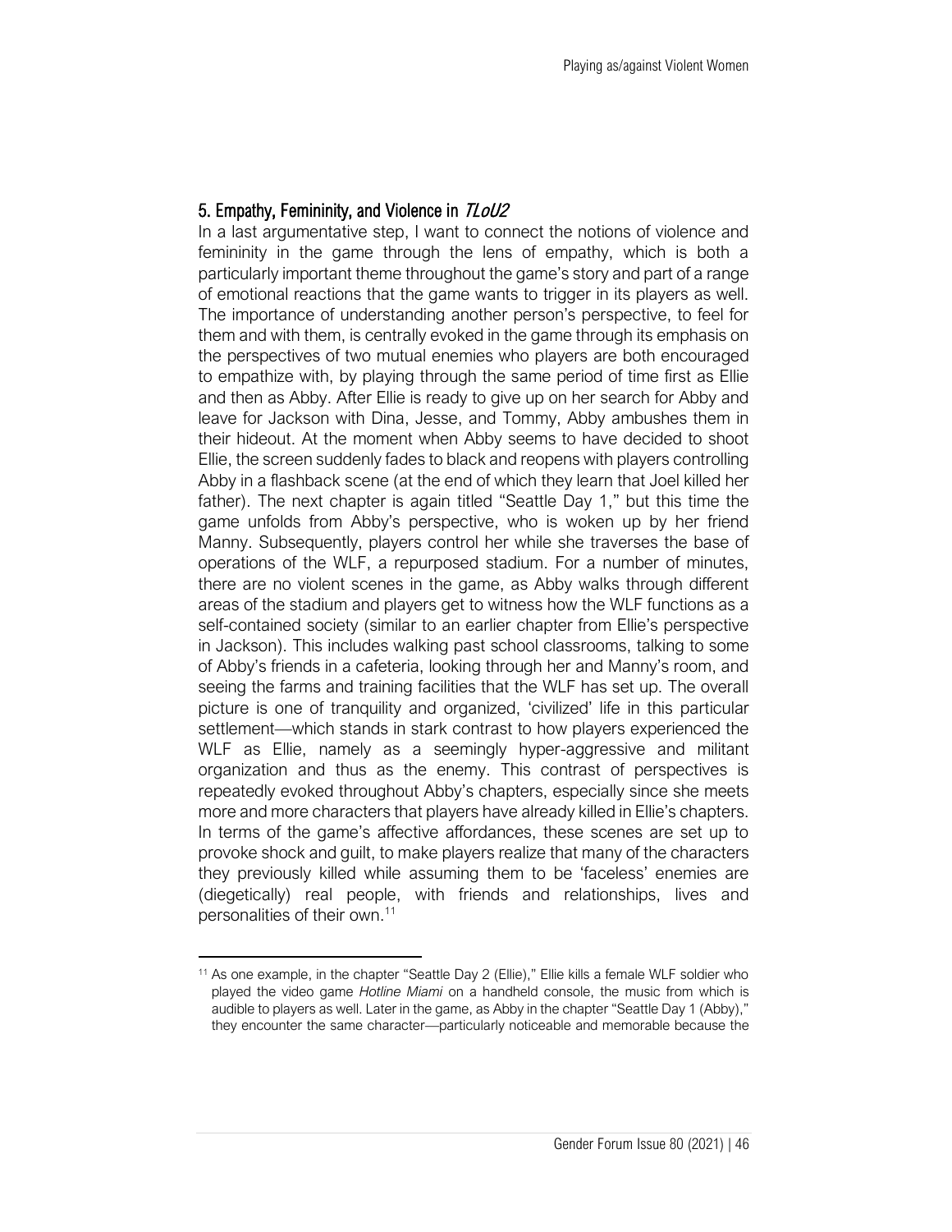## 5. Empathy, Femininity, and Violence in *TLoU2*

In a last argumentative step, I want to connect the notions of violence and femininity in the game through the lens of empathy, which is both a particularly important theme throughout the game's story and part of a range of emotional reactions that the game wants to trigger in its players as well. The importance of understanding another person's perspective, to feel for them and with them, is centrally evoked in the game through its emphasis on the perspectives of two mutual enemies who players are both encouraged to empathize with, by playing through the same period of time first as Ellie and then as Abby. After Ellie is ready to give up on her search for Abby and leave for Jackson with Dina, Jesse, and Tommy, Abby ambushes them in their hideout. At the moment when Abby seems to have decided to shoot Ellie, the screen suddenly fades to black and reopens with players controlling Abby in a flashback scene (at the end of which they learn that Joel killed her father). The next chapter is again titled "Seattle Day 1," but this time the game unfolds from Abby's perspective, who is woken up by her friend Manny. Subsequently, players control her while she traverses the base of operations of the WLF, a repurposed stadium. For a number of minutes, there are no violent scenes in the game, as Abby walks through different areas of the stadium and players get to witness how the WLF functions as a self-contained society (similar to an earlier chapter from Ellie's perspective in Jackson). This includes walking past school classrooms, talking to some of Abby's friends in a cafeteria, looking through her and Manny's room, and seeing the farms and training facilities that the WLF has set up. The overall picture is one of tranquility and organized, 'civilized' life in this particular settlement—which stands in stark contrast to how players experienced the WLF as Ellie, namely as a seemingly hyper-aggressive and militant organization and thus as the enemy. This contrast of perspectives is repeatedly evoked throughout Abby's chapters, especially since she meets more and more characters that players have already killed in Ellie's chapters. In terms of the game's affective affordances, these scenes are set up to provoke shock and guilt, to make players realize that many of the characters they previously killed while assuming them to be 'faceless' enemies are (diegetically) real people, with friends and relationships, lives and personalities of their own.[11]

[11] As one example, in the chapter "Seattle Day 2 (Ellie)," Ellie kills a female WLF soldier who played the video game *Hotline Miami* on a handheld console, the music from which is audible to players as well. Later in the game, as Abby in the chapter "Seattle Day 1 (Abby)," they encounter the same character—particularly noticeable and memorable because the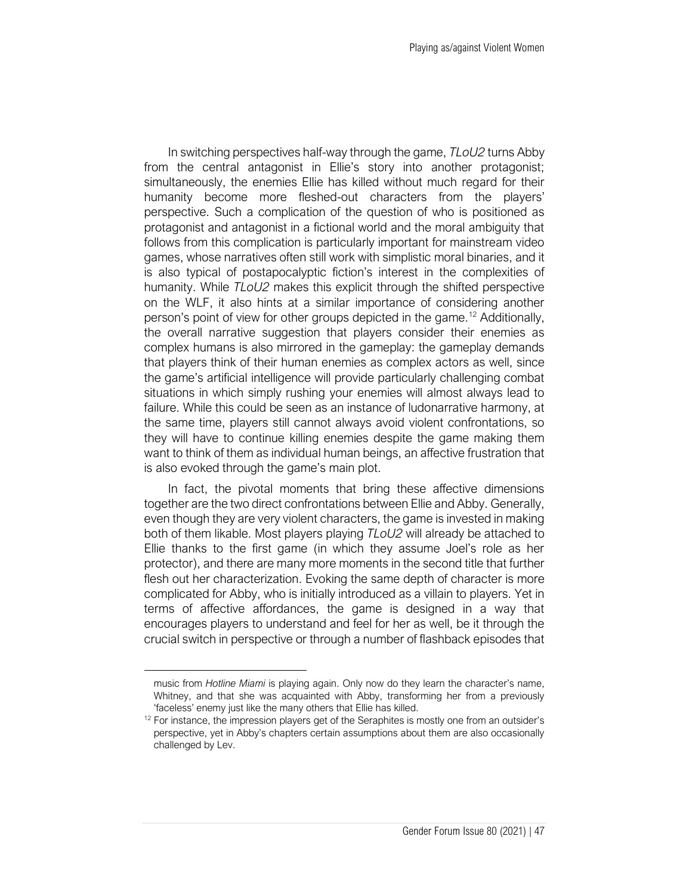In switching perspectives half-way through the game, *TLoU2* turns Abby from the central antagonist in Ellie's story into another protagonist; simultaneously, the enemies Ellie has killed without much regard for their humanity become more fleshed-out characters from the players' perspective. Such a complication of the question of who is positioned as protagonist and antagonist in a fictional world and the moral ambiguity that follows from this complication is particularly important for mainstream video games, whose narratives often still work with simplistic moral binaries, and it is also typical of postapocalyptic fiction's interest in the complexities of humanity. While *TLoU2* makes this explicit through the shifted perspective on the WLF, it also hints at a similar importance of considering another person's point of view for other groups depicted in the game.[12] Additionally, the overall narrative suggestion that players consider their enemies as complex humans is also mirrored in the gameplay: the gameplay demands that players think of their human enemies as complex actors as well, since the game's artificial intelligence will provide particularly challenging combat situations in which simply rushing your enemies will almost always lead to failure. While this could be seen as an instance of ludonarrative harmony, at the same time, players still cannot always avoid violent confrontations, so they will have to continue killing enemies despite the game making them want to think of them as individual human beings, an affective frustration that is also evoked through the game's main plot.

In fact, the pivotal moments that bring these affective dimensions together are the two direct confrontations between Ellie and Abby. Generally, even though they are very violent characters, the game is invested in making both of them likable. Most players playing *TLoU2* will already be attached to Ellie thanks to the first game (in which they assume Joel's role as her protector), and there are many more moments in the second title that further flesh out her characterization. Evoking the same depth of character is more complicated for Abby, who is initially introduced as a villain to players. Yet in terms of affective affordances, the game is designed in a way that encourages players to understand and feel for her as well, be it through the crucial switch in perspective or through a number of flashback episodes that

music from *Hotline Miami* is playing again. Only now do they learn the character's name, Whitney, and that she was acquainted with Abby, transforming her from a previously 'faceless' enemy just like the many others that Ellie has killed.

[12] For instance, the impression players get of the Seraphites is mostly one from an outsider's perspective, yet in Abby's chapters certain assumptions about them are also occasionally challenged by Lev.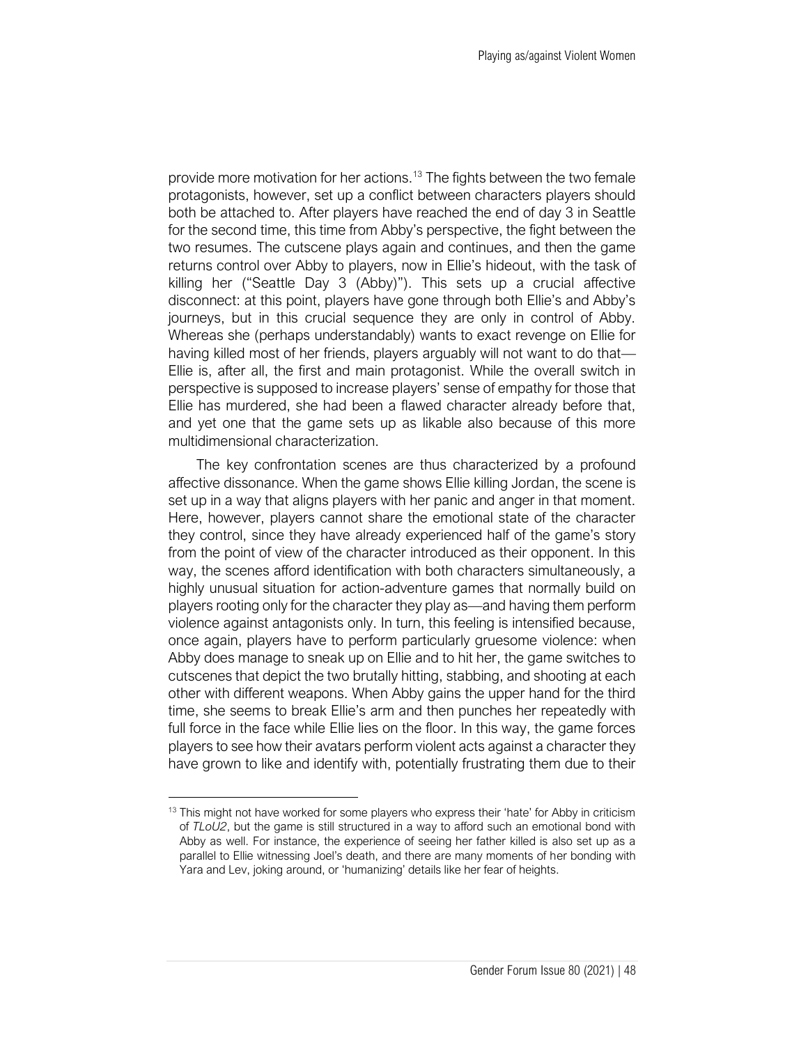provide more motivation for her actions.[13] The fights between the two female protagonists, however, set up a conflict between characters players should both be attached to. After players have reached the end of day 3 in Seattle for the second time, this time from Abby's perspective, the fight between the two resumes. The cutscene plays again and continues, and then the game returns control over Abby to players, now in Ellie's hideout, with the task of killing her ("Seattle Day 3 (Abby)"). This sets up a crucial affective disconnect: at this point, players have gone through both Ellie's and Abby's journeys, but in this crucial sequence they are only in control of Abby. Whereas she (perhaps understandably) wants to exact revenge on Ellie for having killed most of her friends, players arguably will not want to do that—Ellie is, after all, the first and main protagonist. While the overall switch in perspective is supposed to increase players' sense of empathy for those that Ellie has murdered, she had been a flawed character already before that, and yet one that the game sets up as likable also because of this more multidimensional characterization.

The key confrontation scenes are thus characterized by a profound affective dissonance. When the game shows Ellie killing Jordan, the scene is set up in a way that aligns players with her panic and anger in that moment. Here, however, players cannot share the emotional state of the character they control, since they have already experienced half of the game's story from the point of view of the character introduced as their opponent. In this way, the scenes afford identification with both characters simultaneously, a highly unusual situation for action-adventure games that normally build on players rooting only for the character they play as—and having them perform violence against antagonists only. In turn, this feeling is intensified because, once again, players have to perform particularly gruesome violence: when Abby does manage to sneak up on Ellie and to hit her, the game switches to cutscenes that depict the two brutally hitting, stabbing, and shooting at each other with different weapons. When Abby gains the upper hand for the third time, she seems to break Ellie's arm and then punches her repeatedly with full force in the face while Ellie lies on the floor. In this way, the game forces players to see how their avatars perform violent acts against a character they have grown to like and identify with, potentially frustrating them due to their

[13] This might not have worked for some players who express their 'hate' for Abby in criticism of *TLoU2*, but the game is still structured in a way to afford such an emotional bond with Abby as well. For instance, the experience of seeing her father killed is also set up as a parallel to Ellie witnessing Joel's death, and there are many moments of her bonding with Yara and Lev, joking around, or 'humanizing' details like her fear of heights.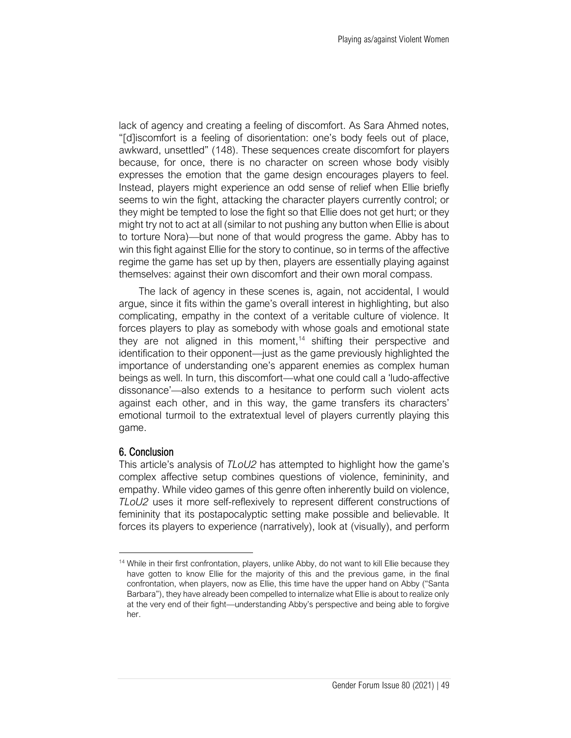lack of agency and creating a feeling of discomfort. As Sara Ahmed notes, "[d]iscomfort is a feeling of disorientation: one's body feels out of place, awkward, unsettled" (148). These sequences create discomfort for players because, for once, there is no character on screen whose body visibly expresses the emotion that the game design encourages players to feel. Instead, players might experience an odd sense of relief when Ellie briefly seems to win the fight, attacking the character players currently control; or they might be tempted to lose the fight so that Ellie does not get hurt; or they might try not to act at all (similar to not pushing any button when Ellie is about to torture Nora)—but none of that would progress the game. Abby has to win this fight against Ellie for the story to continue, so in terms of the affective regime the game has set up by then, players are essentially playing against themselves: against their own discomfort and their own moral compass.

The lack of agency in these scenes is, again, not accidental, I would argue, since it fits within the game's overall interest in highlighting, but also complicating, empathy in the context of a veritable culture of violence. It forces players to play as somebody with whose goals and emotional state they are not aligned in this moment,[14] shifting their perspective and identification to their opponent—just as the game previously highlighted the importance of understanding one's apparent enemies as complex human beings as well. In turn, this discomfort—what one could call a 'ludo-affective dissonance'—also extends to a hesitance to perform such violent acts against each other, and in this way, the game transfers its characters' emotional turmoil to the extratextual level of players currently playing this game.

## 6. Conclusion

This article's analysis of *TLoU2* has attempted to highlight how the game's complex affective setup combines questions of violence, femininity, and empathy. While video games of this genre often inherently build on violence, *TLoU2* uses it more self-reflexively to represent different constructions of femininity that its postapocalyptic setting make possible and believable. It forces its players to experience (narratively), look at (visually), and perform

[14] While in their first confrontation, players, unlike Abby, do not want to kill Ellie because they have gotten to know Ellie for the majority of this and the previous game, in the final confrontation, when players, now as Ellie, this time have the upper hand on Abby ("Santa Barbara"), they have already been compelled to internalize what Ellie is about to realize only at the very end of their fight—understanding Abby's perspective and being able to forgive her.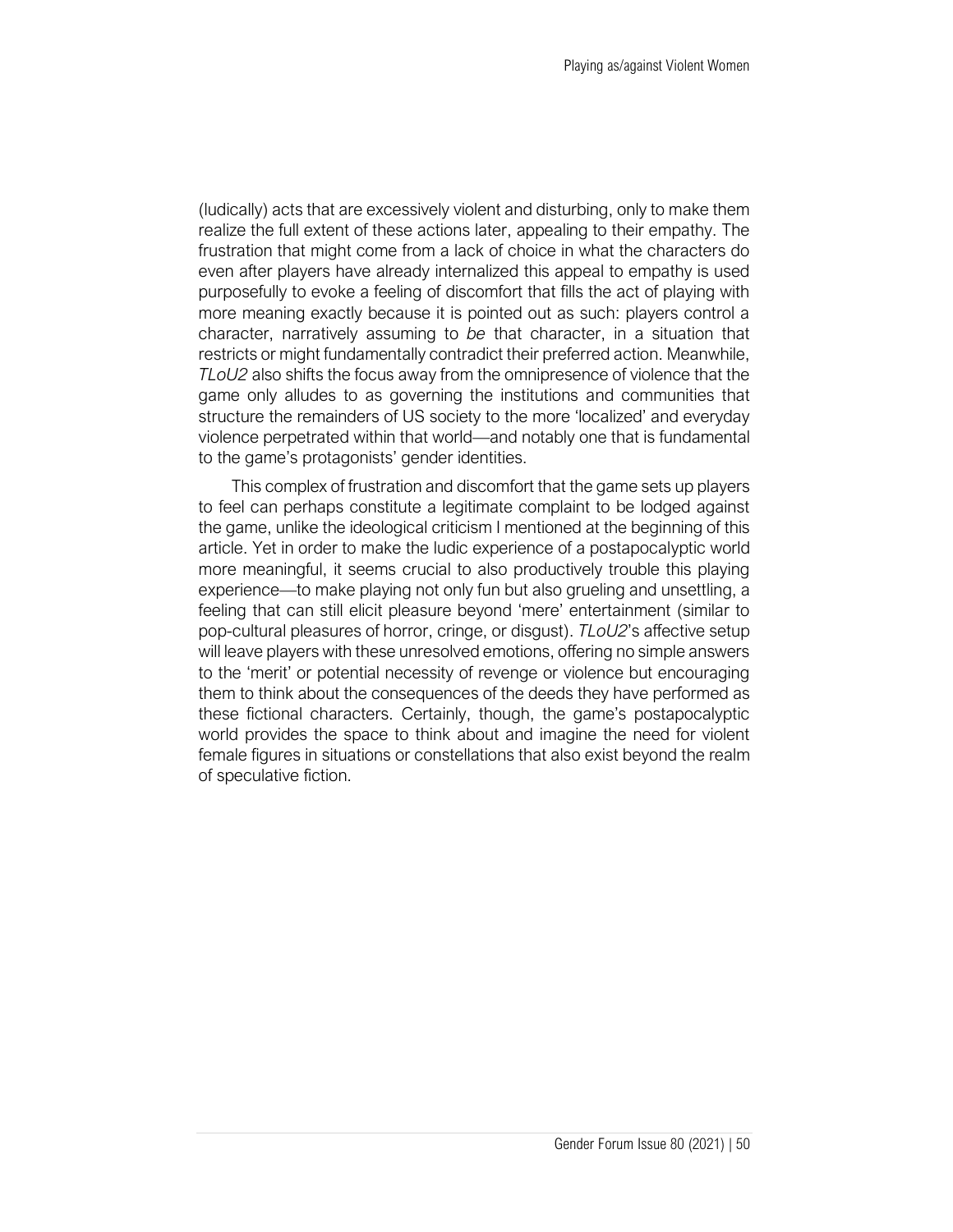(ludically) acts that are excessively violent and disturbing, only to make them realize the full extent of these actions later, appealing to their empathy. The frustration that might come from a lack of choice in what the characters do even after players have already internalized this appeal to empathy is used purposefully to evoke a feeling of discomfort that fills the act of playing with more meaning exactly because it is pointed out as such: players control a character, narratively assuming to *be* that character, in a situation that restricts or might fundamentally contradict their preferred action. Meanwhile, *TLoU2* also shifts the focus away from the omnipresence of violence that the game only alludes to as governing the institutions and communities that structure the remainders of US society to the more 'localized' and everyday violence perpetrated within that world—and notably one that is fundamental to the game's protagonists' gender identities.

This complex of frustration and discomfort that the game sets up players to feel can perhaps constitute a legitimate complaint to be lodged against the game, unlike the ideological criticism I mentioned at the beginning of this article. Yet in order to make the ludic experience of a postapocalyptic world more meaningful, it seems crucial to also productively trouble this playing experience—to make playing not only fun but also grueling and unsettling, a feeling that can still elicit pleasure beyond 'mere' entertainment (similar to pop-cultural pleasures of horror, cringe, or disgust). *TLoU2*'s affective setup will leave players with these unresolved emotions, offering no simple answers to the 'merit' or potential necessity of revenge or violence but encouraging them to think about the consequences of the deeds they have performed as these fictional characters. Certainly, though, the game's postapocalyptic world provides the space to think about and imagine the need for violent female figures in situations or constellations that also exist beyond the realm of speculative fiction.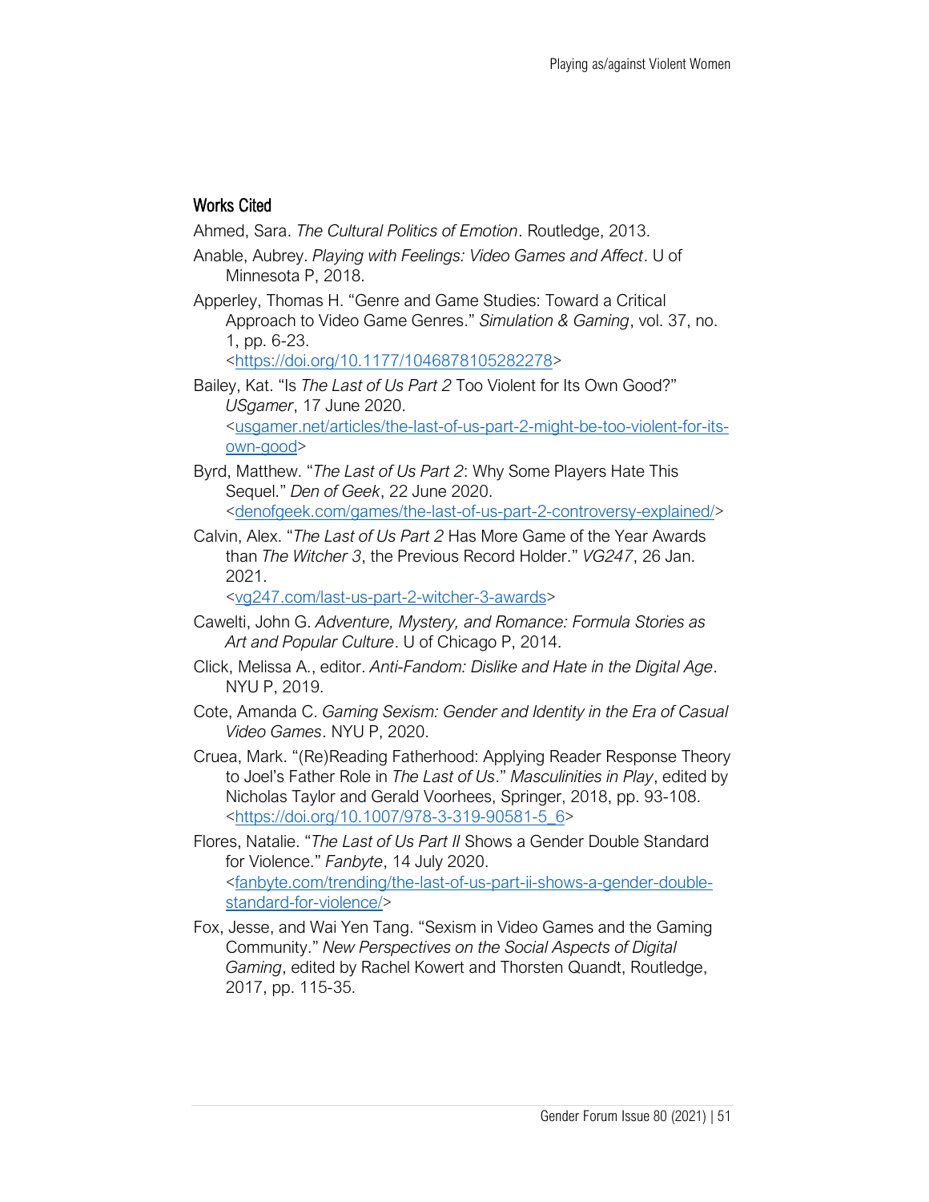## Works Cited

Ahmed, Sara. *The Cultural Politics of Emotion*. Routledge, 2013.

Anable, Aubrey. *Playing with Feelings: Video Games and Affect*. U of Minnesota P, 2018.

Apperley, Thomas H. "Genre and Game Studies: Toward a Critical Approach to Video Game Genres." *Simulation & Gaming*, vol. 37, no. 1, pp. 6-23. <https://doi.org/10.1177/1046878105282278>

Bailey, Kat. "Is *The Last of Us Part 2* Too Violent for Its Own Good?" *USgamer*, 17 June 2020. <usgamer.net/articles/the-last-of-us-part-2-might-be-too-violent-for-its-own-good>

Byrd, Matthew. "*The Last of Us Part 2*: Why Some Players Hate This Sequel." *Den of Geek*, 22 June 2020. <denofgeek.com/games/the-last-of-us-part-2-controversy-explained/>

Calvin, Alex. "*The Last of Us Part 2* Has More Game of the Year Awards than *The Witcher 3*, the Previous Record Holder." *VG247*, 26 Jan. 2021. <vg247.com/last-us-part-2-witcher-3-awards>

Cawelti, John G. *Adventure, Mystery, and Romance: Formula Stories as Art and Popular Culture*. U of Chicago P, 2014.

Click, Melissa A., editor. *Anti-Fandom: Dislike and Hate in the Digital Age*. NYU P, 2019.

Cote, Amanda C. *Gaming Sexism: Gender and Identity in the Era of Casual Video Games*. NYU P, 2020.

Cruea, Mark. "(Re)Reading Fatherhood: Applying Reader Response Theory to Joel's Father Role in *The Last of Us*." *Masculinities in Play*, edited by Nicholas Taylor and Gerald Voorhees, Springer, 2018, pp. 93-108. <https://doi.org/10.1007/978-3-319-90581-5_6>

Flores, Natalie. "*The Last of Us Part II* Shows a Gender Double Standard for Violence." *Fanbyte*, 14 July 2020. <fanbyte.com/trending/the-last-of-us-part-ii-shows-a-gender-double-standard-for-violence/>

Fox, Jesse, and Wai Yen Tang. "Sexism in Video Games and the Gaming Community." *New Perspectives on the Social Aspects of Digital Gaming*, edited by Rachel Kowert and Thorsten Quandt, Routledge, 2017, pp. 115-35.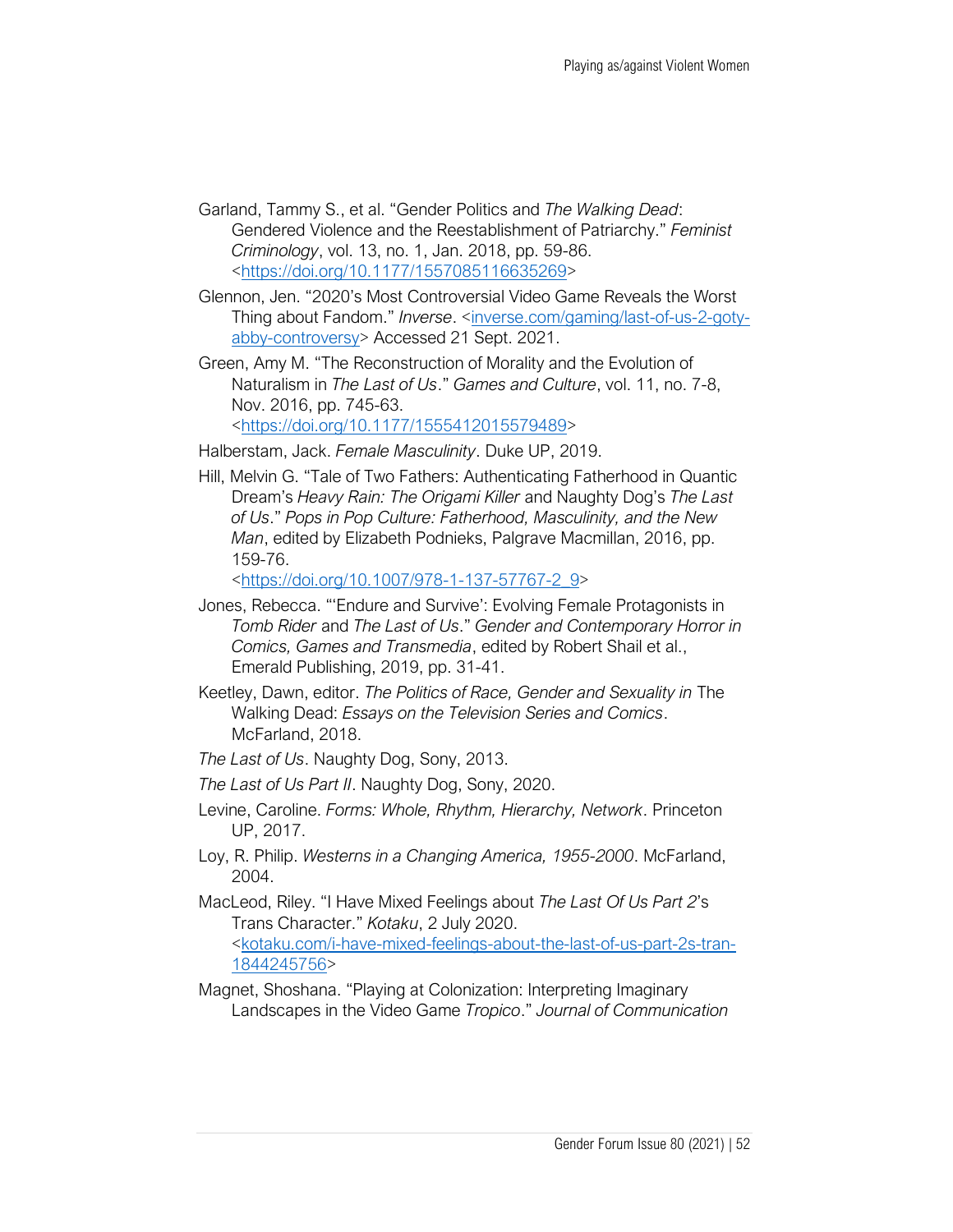Garland, Tammy S., et al. "Gender Politics and *The Walking Dead*: Gendered Violence and the Reestablishment of Patriarchy." *Feminist Criminology*, vol. 13, no. 1, Jan. 2018, pp. 59-86. <https://doi.org/10.1177/1557085116635269>

Glennon, Jen. "2020's Most Controversial Video Game Reveals the Worst Thing about Fandom." *Inverse*. <inverse.com/gaming/last-of-us-2-goty-abby-controversy> Accessed 21 Sept. 2021.

Green, Amy M. "The Reconstruction of Morality and the Evolution of Naturalism in *The Last of Us*." *Games and Culture*, vol. 11, no. 7-8, Nov. 2016, pp. 745-63. <https://doi.org/10.1177/1555412015579489>

Halberstam, Jack. *Female Masculinity*. Duke UP, 2019.

Hill, Melvin G. "Tale of Two Fathers: Authenticating Fatherhood in Quantic Dream's *Heavy Rain: The Origami Killer* and Naughty Dog's *The Last of Us*." *Pops in Pop Culture: Fatherhood, Masculinity, and the New Man*, edited by Elizabeth Podnieks, Palgrave Macmillan, 2016, pp. 159-76. <https://doi.org/10.1007/978-1-137-57767-2_9>

Jones, Rebecca. "'Endure and Survive': Evolving Female Protagonists in *Tomb Rider* and *The Last of Us*." *Gender and Contemporary Horror in Comics, Games and Transmedia*, edited by Robert Shail et al., Emerald Publishing, 2019, pp. 31-41.

Keetley, Dawn, editor. *The Politics of Race, Gender and Sexuality in* The Walking Dead: *Essays on the Television Series and Comics*. McFarland, 2018.

*The Last of Us*. Naughty Dog, Sony, 2013.

*The Last of Us Part II*. Naughty Dog, Sony, 2020.

Levine, Caroline. *Forms: Whole, Rhythm, Hierarchy, Network*. Princeton UP, 2017.

Loy, R. Philip. *Westerns in a Changing America, 1955-2000*. McFarland, 2004.

MacLeod, Riley. "I Have Mixed Feelings about *The Last Of Us Part 2*'s Trans Character." *Kotaku*, 2 July 2020. <kotaku.com/i-have-mixed-feelings-about-the-last-of-us-part-2s-tran-1844245756>

Magnet, Shoshana. "Playing at Colonization: Interpreting Imaginary Landscapes in the Video Game *Tropico*." *Journal of Communication*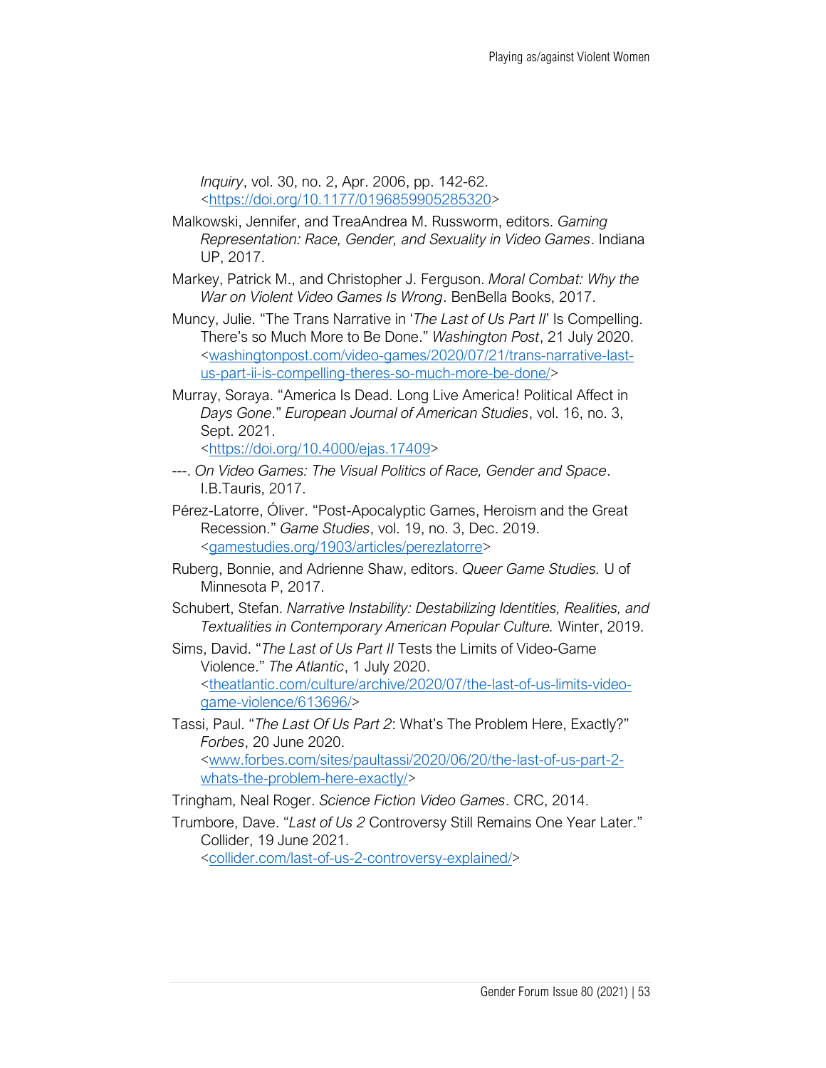*Inquiry*, vol. 30, no. 2, Apr. 2006, pp. 142-62. <https://doi.org/10.1177/0196859905285320>

Malkowski, Jennifer, and TreaAndrea M. Russworm, editors. *Gaming Representation: Race, Gender, and Sexuality in Video Games*. Indiana UP, 2017.

Markey, Patrick M., and Christopher J. Ferguson. *Moral Combat: Why the War on Violent Video Games Is Wrong*. BenBella Books, 2017.

Muncy, Julie. "The Trans Narrative in '*The Last of Us Part II*' Is Compelling. There's so Much More to Be Done." *Washington Post*, 21 July 2020. <washingtonpost.com/video-games/2020/07/21/trans-narrative-last-us-part-ii-is-compelling-theres-so-much-more-be-done/>

Murray, Soraya. "America Is Dead. Long Live America! Political Affect in *Days Gone*." *European Journal of American Studies*, vol. 16, no. 3, Sept. 2021. <https://doi.org/10.4000/ejas.17409>

---. *On Video Games: The Visual Politics of Race, Gender and Space*. I.B.Tauris, 2017.

Pérez-Latorre, Óliver. "Post-Apocalyptic Games, Heroism and the Great Recession." *Game Studies*, vol. 19, no. 3, Dec. 2019. <gamestudies.org/1903/articles/perezlatorre>

Ruberg, Bonnie, and Adrienne Shaw, editors. *Queer Game Studies.* U of Minnesota P, 2017.

Schubert, Stefan. *Narrative Instability: Destabilizing Identities, Realities, and Textualities in Contemporary American Popular Culture.* Winter, 2019.

Sims, David. "*The Last of Us Part II* Tests the Limits of Video-Game Violence." *The Atlantic*, 1 July 2020. <theatlantic.com/culture/archive/2020/07/the-last-of-us-limits-video-game-violence/613696/>

Tassi, Paul. "*The Last Of Us Part 2*: What's The Problem Here, Exactly?" *Forbes*, 20 June 2020. <www.forbes.com/sites/paultassi/2020/06/20/the-last-of-us-part-2-whats-the-problem-here-exactly/>

Tringham, Neal Roger. *Science Fiction Video Games*. CRC, 2014.

Trumbore, Dave. "*Last of Us 2* Controversy Still Remains One Year Later." Collider, 19 June 2021. <collider.com/last-of-us-2-controversy-explained/>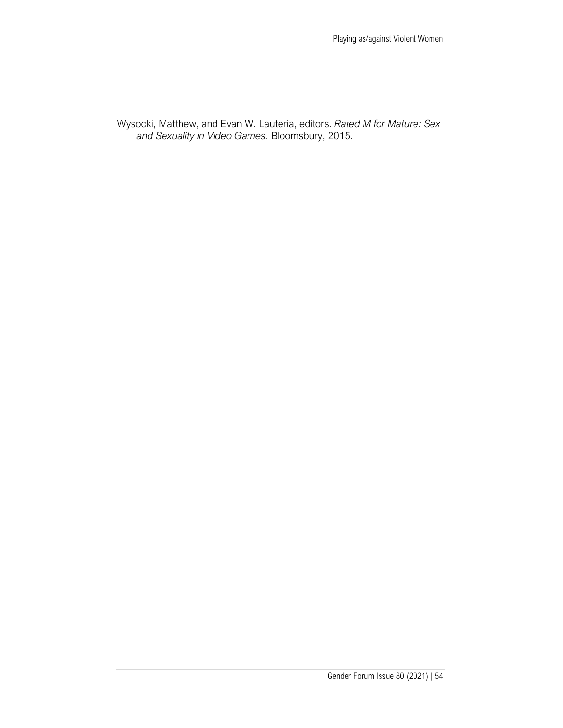Wysocki, Matthew, and Evan W. Lauteria, editors. *Rated M for Mature: Sex and Sexuality in Video Games.* Bloomsbury, 2015.